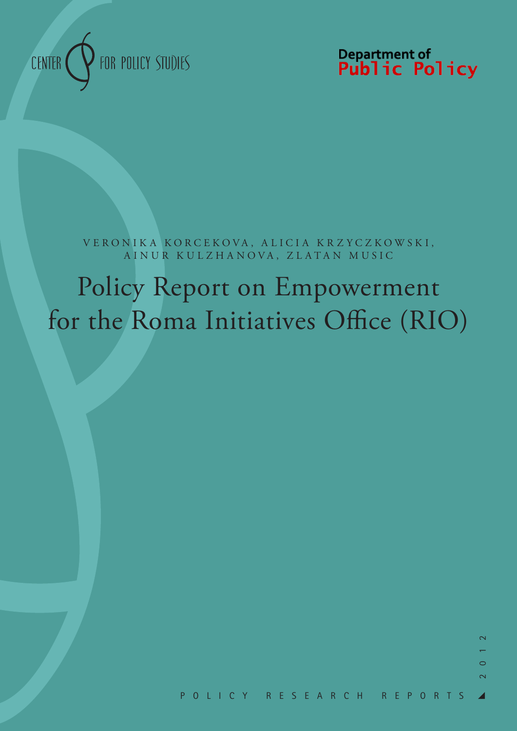CENTER FOR POLICY STUDIES

Department of Public Policy

VERONIKA KORCEKOVA, ALICIA KRZYCZKOWSKI, AINUR KULZHANOVA, ZLATAN MUSIC

# Policy Report on Empowerment for the Roma Initiatives Office (RIO)

2012

POLICY RESEARCH REPORTS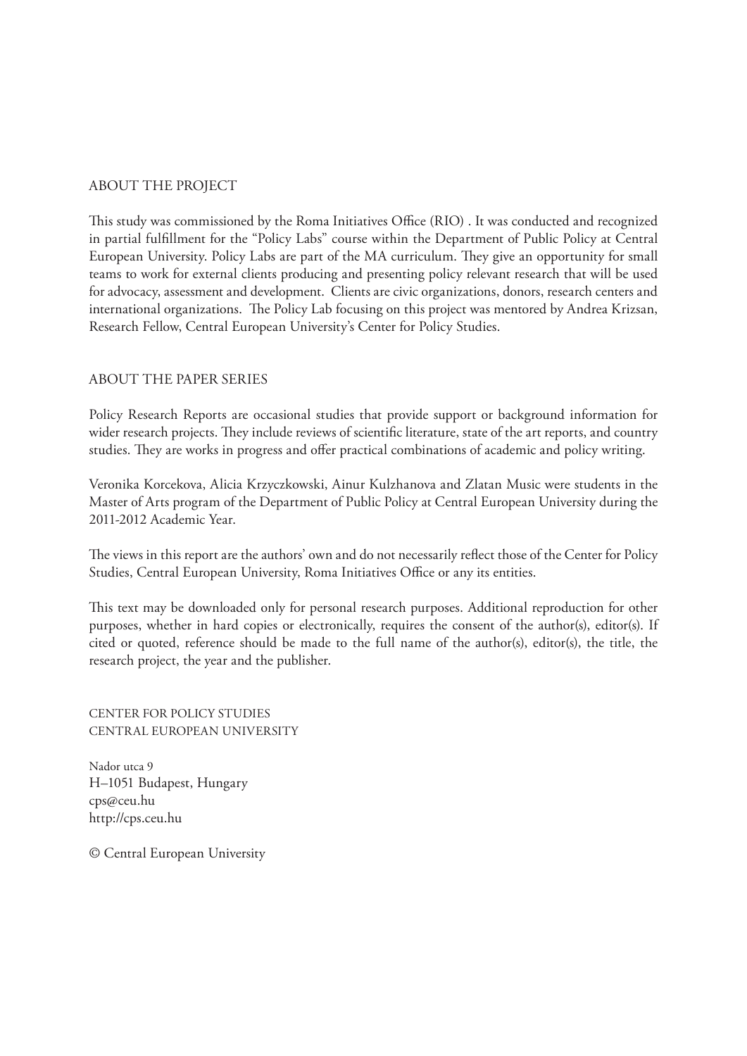## ABOUT THE PROJECT

This study was commissioned by the Roma Initiatives Office (RIO) . It was conducted and recognized in partial fulfillment for the "Policy Labs" course within the Department of Public Policy at Central European University. Policy Labs are part of the MA curriculum. They give an opportunity for small teams to work for external clients producing and presenting policy relevant research that will be used for advocacy, assessment and development. Clients are civic organizations, donors, research centers and international organizations. The Policy Lab focusing on this project was mentored by Andrea Krizsan, Research Fellow, Central European University's Center for Policy Studies.

## ABOUT THE PAPER SERIES

Policy Research Reports are occasional studies that provide support or background information for wider research projects. They include reviews of scientific literature, state of the art reports, and country studies. They are works in progress and offer practical combinations of academic and policy writing.

Veronika Korcekova, Alicia Krzyczkowski, Ainur Kulzhanova and Zlatan Music were students in the Master of Arts program of the Department of Public Policy at Central European University during the 2011-2012 Academic Year.

The views in this report are the authors' own and do not necessarily reflect those of the Center for Policy Studies, Central European University, Roma Initiatives Office or any its entities.

This text may be downloaded only for personal research purposes. Additional reproduction for other purposes, whether in hard copies or electronically, requires the consent of the author(s), editor(s). If cited or quoted, reference should be made to the full name of the author(s), editor(s), the title, the research project, the year and the publisher.

CENTER FOR POLICY STUDIES
CENTRAL EUROPEAN UNIVERSITY

Nador utca 9
H–1051 Budapest, Hungary
cps@ceu.hu
http://cps.ceu.hu

© Central European University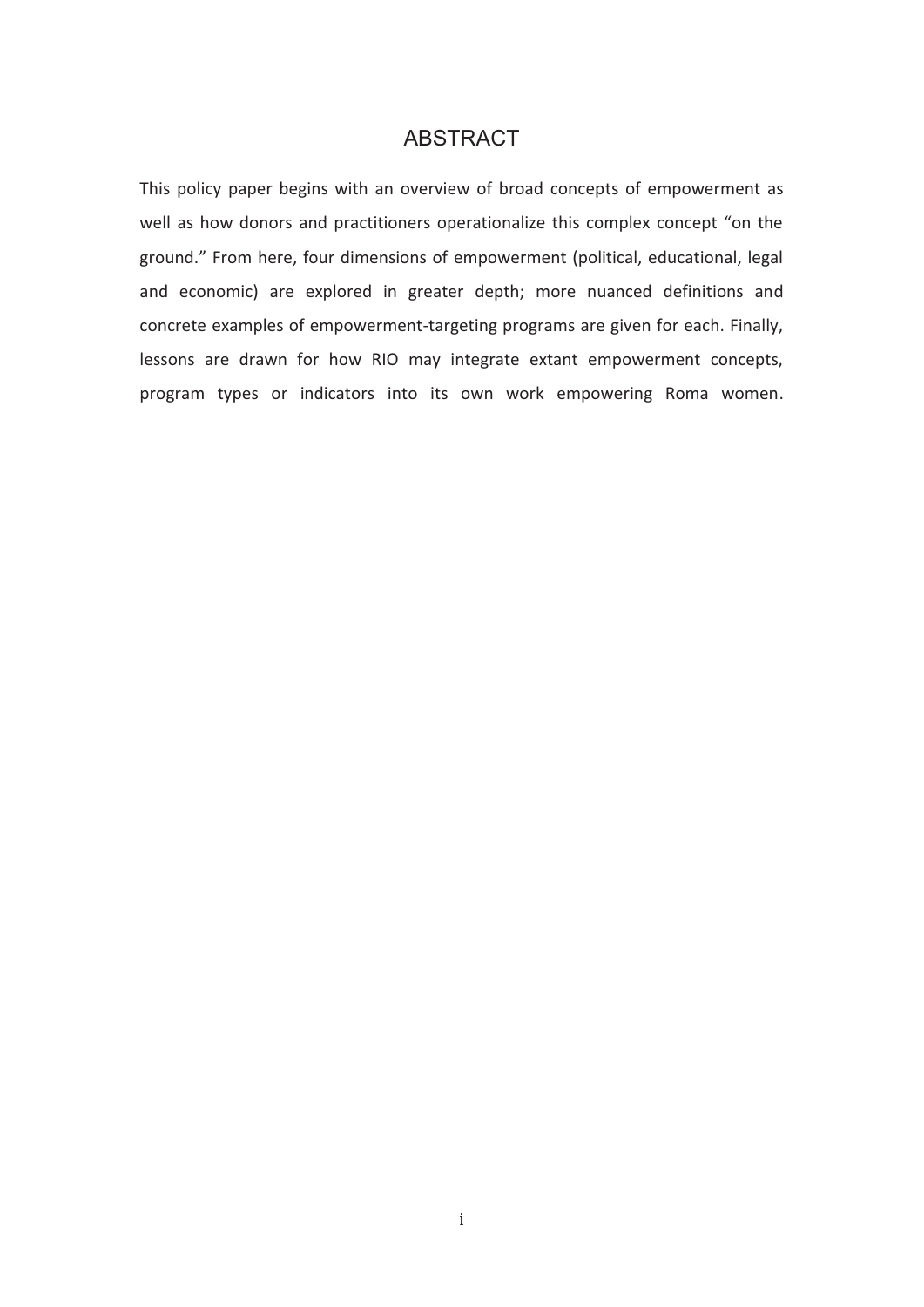# ABSTRACT

This policy paper begins with an overview of broad concepts of empowerment as well as how donors and practitioners operationalize this complex concept "on the ground." From here, four dimensions of empowerment (political, educational, legal and economic) are explored in greater depth; more nuanced definitions and concrete examples of empowerment-targeting programs are given for each. Finally, lessons are drawn for how RIO may integrate extant empowerment concepts, program types or indicators into its own work empowering Roma women.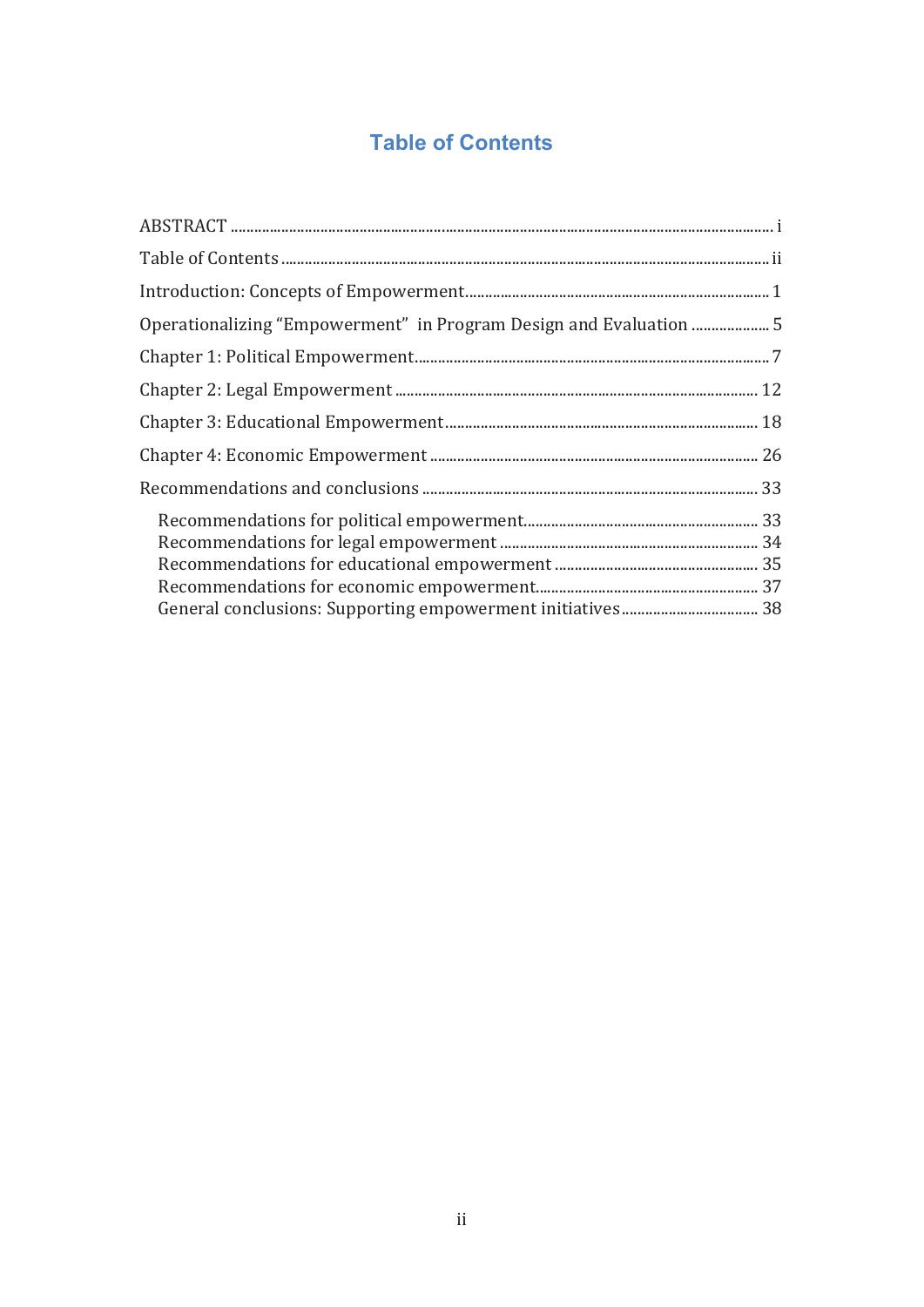# Table of Contents

ABSTRACT ........................................................................................................................ i

Table of Contents ........................................................................................................... ii

Introduction: Concepts of Empowerment ......................................................................... 1

Operationalizing "Empowerment" in Program Design and Evaluation ................................ 5

Chapter 1: Political Empowerment ................................................................................... 7

Chapter 2: Legal Empowerment ...................................................................................... 12

Chapter 3: Educational Empowerment ............................................................................ 18

Chapter 4: Economic Empowerment ............................................................................... 26

Recommendations and conclusions ................................................................................ 33

- Recommendations for political empowerment ........................................................ 33
- Recommendations for legal empowerment ............................................................. 34
- Recommendations for educational empowerment .................................................. 35
- Recommendations for economic empowerment ...................................................... 37
- General conclusions: Supporting empowerment initiatives ..................................... 38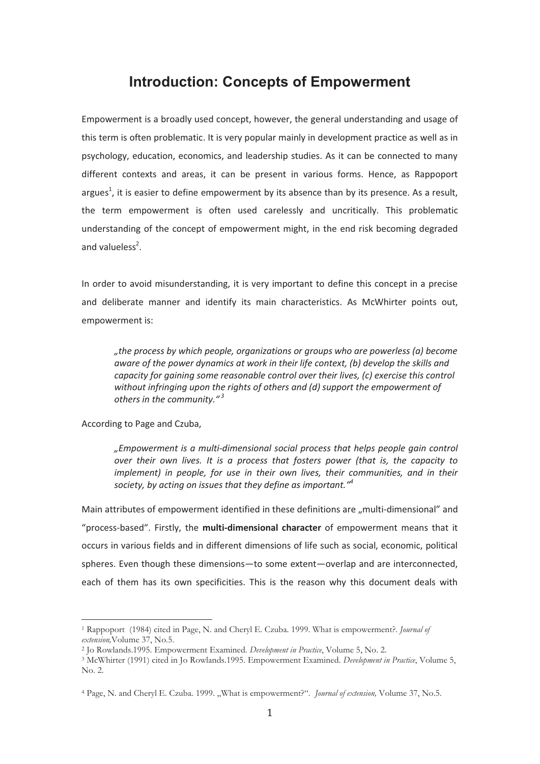# Introduction: Concepts of Empowerment

Empowerment is a broadly used concept, however, the general understanding and usage of this term is often problematic. It is very popular mainly in development practice as well as in psychology, education, economics, and leadership studies. As it can be connected to many different contexts and areas, it can be present in various forms. Hence, as Rappoport argues[1], it is easier to define empowerment by its absence than by its presence. As a result, the term empowerment is often used carelessly and uncritically. This problematic understanding of the concept of empowerment might, in the end risk becoming degraded and valueless[2].

In order to avoid misunderstanding, it is very important to define this concept in a precise and deliberate manner and identify its main characteristics. As McWhirter points out, empowerment is:

> *„the process by which people, organizations or groups who are powerless (a) become aware of the power dynamics at work in their life context, (b) develop the skills and capacity for gaining some reasonable control over their lives, (c) exercise this control without infringing upon the rights of others and (d) support the empowerment of others in the community."*[3]

According to Page and Czuba,

> *„Empowerment is a multi-dimensional social process that helps people gain control over their own lives. It is a process that fosters power (that is, the capacity to implement) in people, for use in their own lives, their communities, and in their society, by acting on issues that they define as important."*[4]

Main attributes of empowerment identified in these definitions are „multi-dimensional" and "process-based". Firstly, the **multi-dimensional character** of empowerment means that it occurs in various fields and in different dimensions of life such as social, economic, political spheres. Even though these dimensions—to some extent—overlap and are interconnected, each of them has its own specificities. This is the reason why this document deals with

---

[1] Rappoport (1984) cited in Page, N. and Cheryl E. Czuba. 1999. What is empowerment?. *Journal of extension,* Volume 37, No.5.

[2] Jo Rowlands.1995. Empowerment Examined. *Development in Practice*, Volume 5, No. 2.

[3] McWhirter (1991) cited in Jo Rowlands.1995. Empowerment Examined. *Development in Practice*, Volume 5, No. 2.

[4] Page, N. and Cheryl E. Czuba. 1999. „What is empowerment?". *Journal of extension,* Volume 37, No.5.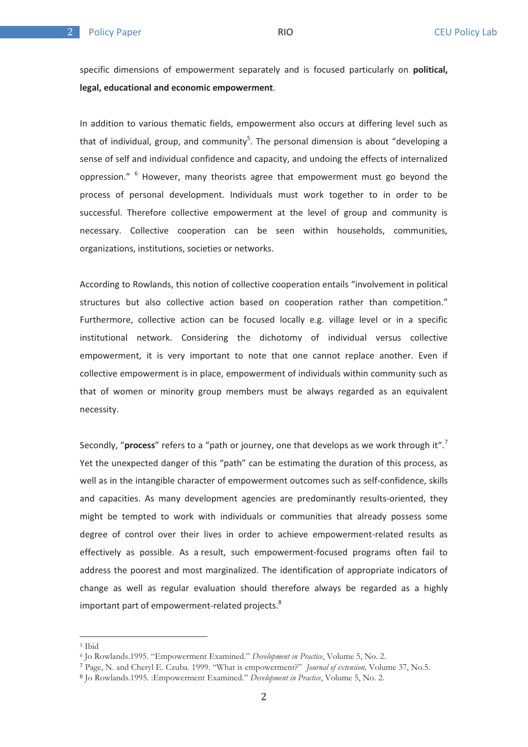specific dimensions of empowerment separately and is focused particularly on **political, legal, educational and economic empowerment**.

In addition to various thematic fields, empowerment also occurs at differing level such as that of individual, group, and community[5]. The personal dimension is about "developing a sense of self and individual confidence and capacity, and undoing the effects of internalized oppression." [6] However, many theorists agree that empowerment must go beyond the process of personal development. Individuals must work together to in order to be successful. Therefore collective empowerment at the level of group and community is necessary. Collective cooperation can be seen within households, communities, organizations, institutions, societies or networks.

According to Rowlands, this notion of collective cooperation entails "involvement in political structures but also collective action based on cooperation rather than competition." Furthermore, collective action can be focused locally e.g. village level or in a specific institutional network. Considering the dichotomy of individual versus collective empowerment, it is very important to note that one cannot replace another. Even if collective empowerment is in place, empowerment of individuals within community such as that of women or minority group members must be always regarded as an equivalent necessity.

Secondly, "**process**" refers to a "path or journey, one that develops as we work through it".[7] Yet the unexpected danger of this "path" can be estimating the duration of this process, as well as in the intangible character of empowerment outcomes such as self-confidence, skills and capacities. As many development agencies are predominantly results-oriented, they might be tempted to work with individuals or communities that already possess some degree of control over their lives in order to achieve empowerment-related results as effectively as possible. As a result, such empowerment-focused programs often fail to address the poorest and most marginalized. The identification of appropriate indicators of change as well as regular evaluation should therefore always be regarded as a highly important part of empowerment-related projects.[8]

---

[5] Ibid

[6] Jo Rowlands.1995. "Empowerment Examined." *Development in Practice*, Volume 5, No. 2.

[7] Page, N. and Cheryl E. Czuba. 1999. "What is empowerment?" *Journal of extension,* Volume 37, No.5.

[8] Jo Rowlands.1995. :Empowerment Examined." *Development in Practice*, Volume 5, No. 2.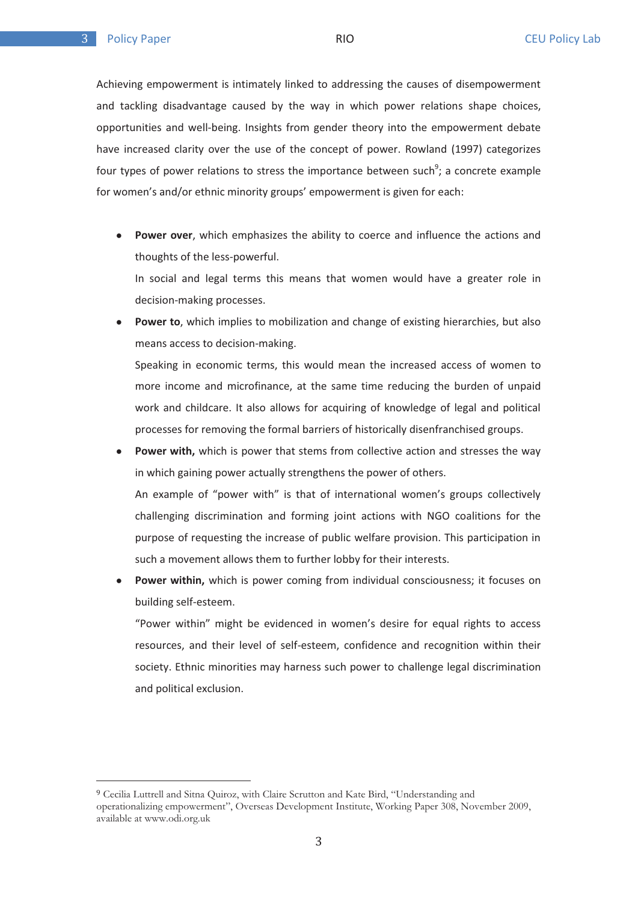Achieving empowerment is intimately linked to addressing the causes of disempowerment and tackling disadvantage caused by the way in which power relations shape choices, opportunities and well-being. Insights from gender theory into the empowerment debate have increased clarity over the use of the concept of power. Rowland (1997) categorizes four types of power relations to stress the importance between such[9]; a concrete example for women's and/or ethnic minority groups' empowerment is given for each:

- **Power over**, which emphasizes the ability to coerce and influence the actions and thoughts of the less-powerful.
  
  In social and legal terms this means that women would have a greater role in decision-making processes.
- **Power to**, which implies to mobilization and change of existing hierarchies, but also means access to decision-making.
  
  Speaking in economic terms, this would mean the increased access of women to more income and microfinance, at the same time reducing the burden of unpaid work and childcare. It also allows for acquiring of knowledge of legal and political processes for removing the formal barriers of historically disenfranchised groups.
- **Power with,** which is power that stems from collective action and stresses the way in which gaining power actually strengthens the power of others.
  
  An example of "power with" is that of international women's groups collectively challenging discrimination and forming joint actions with NGO coalitions for the purpose of requesting the increase of public welfare provision. This participation in such a movement allows them to further lobby for their interests.
- **Power within,** which is power coming from individual consciousness; it focuses on building self-esteem.
  
  "Power within" might be evidenced in women's desire for equal rights to access resources, and their level of self-esteem, confidence and recognition within their society. Ethnic minorities may harness such power to challenge legal discrimination and political exclusion.

---

[9] Cecilia Luttrell and Sitna Quiroz, with Claire Scrutton and Kate Bird, "Understanding and operationalizing empowerment", Overseas Development Institute, Working Paper 308, November 2009, available at www.odi.org.uk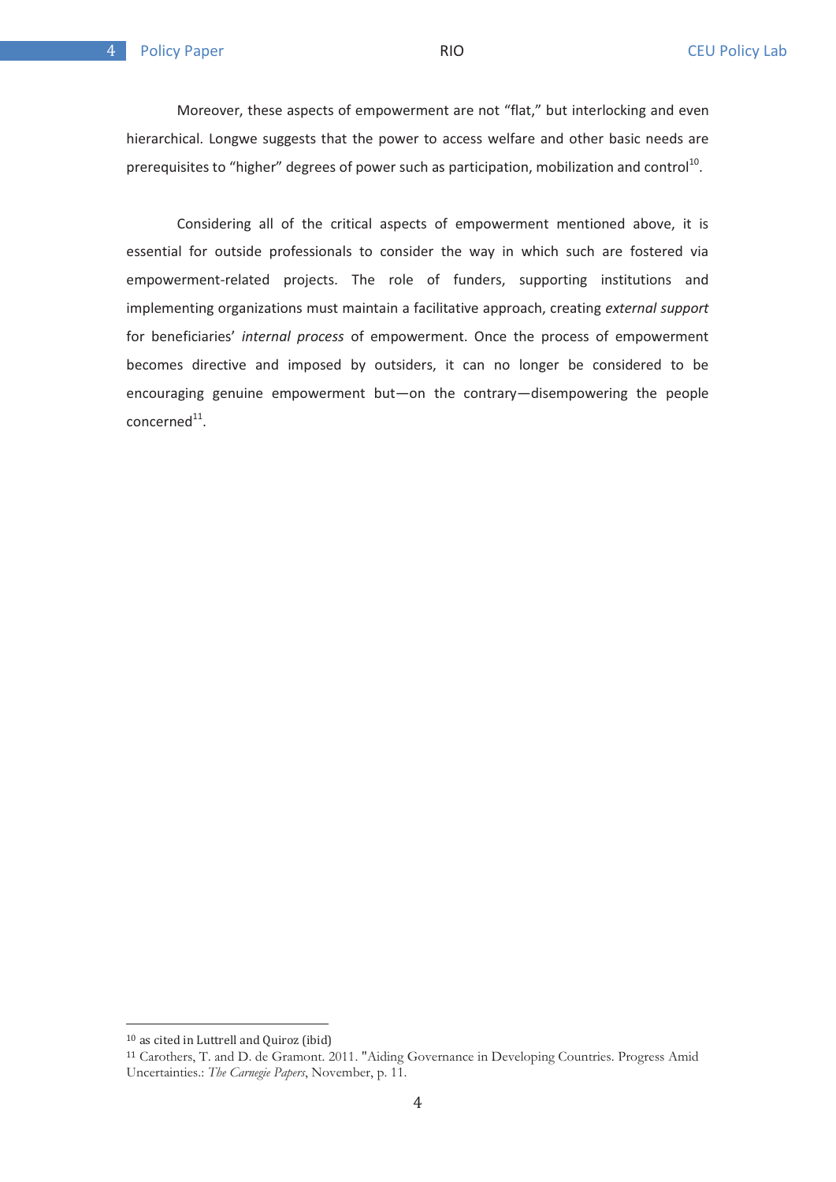Moreover, these aspects of empowerment are not "flat," but interlocking and even hierarchical. Longwe suggests that the power to access welfare and other basic needs are prerequisites to "higher" degrees of power such as participation, mobilization and control[10].

Considering all of the critical aspects of empowerment mentioned above, it is essential for outside professionals to consider the way in which such are fostered via empowerment-related projects. The role of funders, supporting institutions and implementing organizations must maintain a facilitative approach, creating *external support* for beneficiaries' *internal process* of empowerment. Once the process of empowerment becomes directive and imposed by outsiders, it can no longer be considered to be encouraging genuine empowerment but—on the contrary—disempowering the people concerned[11].

---

[10] as cited in Luttrell and Quiroz (ibid)

[11] Carothers, T. and D. de Gramont. 2011. "Aiding Governance in Developing Countries. Progress Amid Uncertainties.: *The Carnegie Papers*, November, p. 11.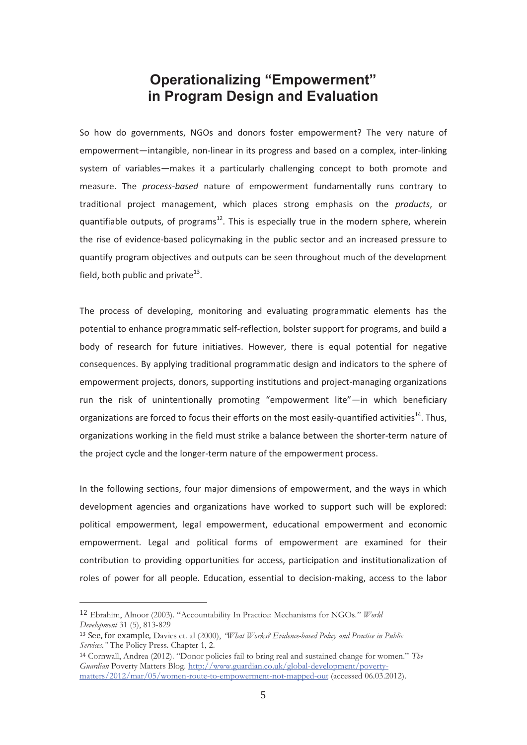# Operationalizing "Empowerment" in Program Design and Evaluation

So how do governments, NGOs and donors foster empowerment? The very nature of empowerment—intangible, non-linear in its progress and based on a complex, inter-linking system of variables—makes it a particularly challenging concept to both promote and measure. The *process-based* nature of empowerment fundamentally runs contrary to traditional project management, which places strong emphasis on the *products*, or quantifiable outputs, of programs[12]. This is especially true in the modern sphere, wherein the rise of evidence-based policymaking in the public sector and an increased pressure to quantify program objectives and outputs can be seen throughout much of the development field, both public and private[13].

The process of developing, monitoring and evaluating programmatic elements has the potential to enhance programmatic self-reflection, bolster support for programs, and build a body of research for future initiatives. However, there is equal potential for negative consequences. By applying traditional programmatic design and indicators to the sphere of empowerment projects, donors, supporting institutions and project-managing organizations run the risk of unintentionally promoting "empowerment lite"—in which beneficiary organizations are forced to focus their efforts on the most easily-quantified activities[14]. Thus, organizations working in the field must strike a balance between the shorter-term nature of the project cycle and the longer-term nature of the empowerment process.

In the following sections, four major dimensions of empowerment, and the ways in which development agencies and organizations have worked to support such will be explored: political empowerment, legal empowerment, educational empowerment and economic empowerment. Legal and political forms of empowerment are examined for their contribution to providing opportunities for access, participation and institutionalization of roles of power for all people. Education, essential to decision-making, access to the labor

---

[12] Ebrahim, Alnoor (2003). "Accountability In Practice: Mechanisms for NGOs." *World Development* 31 (5), 813-829

[13] See, for example, Davies et. al (2000), *"What Works? Evidence-based Policy and Practice in Public Services."* The Policy Press. Chapter 1, 2.

[14] Cornwall, Andrea (2012). "Donor policies fail to bring real and sustained change for women." *The Guardian* Poverty Matters Blog. http://www.guardian.co.uk/global-development/poverty-matters/2012/mar/05/women-route-to-empowerment-not-mapped-out (accessed 06.03.2012).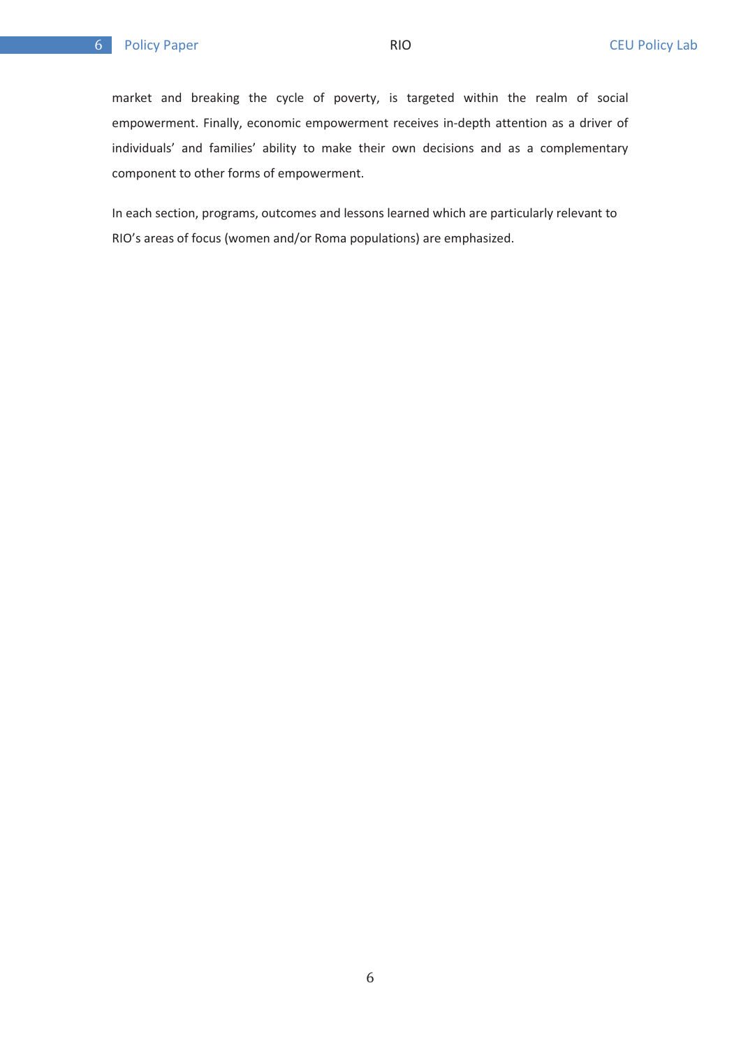market and breaking the cycle of poverty, is targeted within the realm of social empowerment. Finally, economic empowerment receives in-depth attention as a driver of individuals' and families' ability to make their own decisions and as a complementary component to other forms of empowerment.

In each section, programs, outcomes and lessons learned which are particularly relevant to RIO's areas of focus (women and/or Roma populations) are emphasized.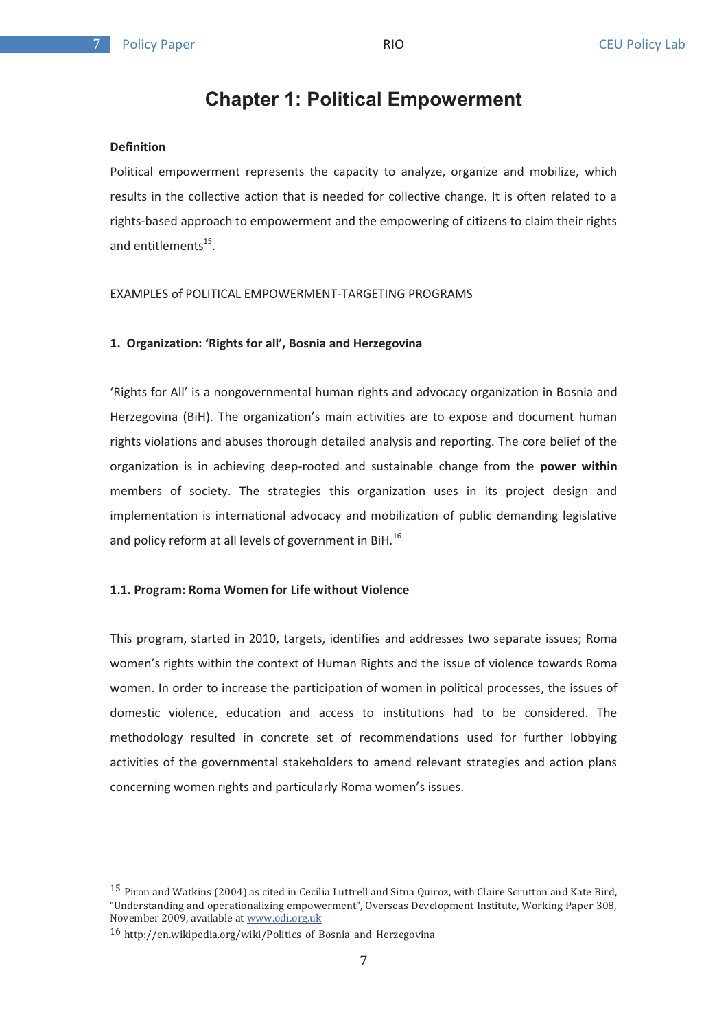# Chapter 1: Political Empowerment

**Definition**

Political empowerment represents the capacity to analyze, organize and mobilize, which results in the collective action that is needed for collective change. It is often related to a rights-based approach to empowerment and the empowering of citizens to claim their rights and entitlements[15].

EXAMPLES of POLITICAL EMPOWERMENT-TARGETING PROGRAMS

**1. Organization: 'Rights for all', Bosnia and Herzegovina**

'Rights for All' is a nongovernmental human rights and advocacy organization in Bosnia and Herzegovina (BiH). The organization's main activities are to expose and document human rights violations and abuses thorough detailed analysis and reporting. The core belief of the organization is in achieving deep-rooted and sustainable change from the **power within** members of society. The strategies this organization uses in its project design and implementation is international advocacy and mobilization of public demanding legislative and policy reform at all levels of government in BiH.[16]

**1.1. Program: Roma Women for Life without Violence**

This program, started in 2010, targets, identifies and addresses two separate issues; Roma women's rights within the context of Human Rights and the issue of violence towards Roma women. In order to increase the participation of women in political processes, the issues of domestic violence, education and access to institutions had to be considered. The methodology resulted in concrete set of recommendations used for further lobbying activities of the governmental stakeholders to amend relevant strategies and action plans concerning women rights and particularly Roma women's issues.

---

[15] Piron and Watkins (2004) as cited in Cecilia Luttrell and Sitna Quiroz, with Claire Scrutton and Kate Bird, "Understanding and operationalizing empowerment", Overseas Development Institute, Working Paper 308, November 2009, available at www.odi.org.uk

[16] http://en.wikipedia.org/wiki/Politics_of_Bosnia_and_Herzegovina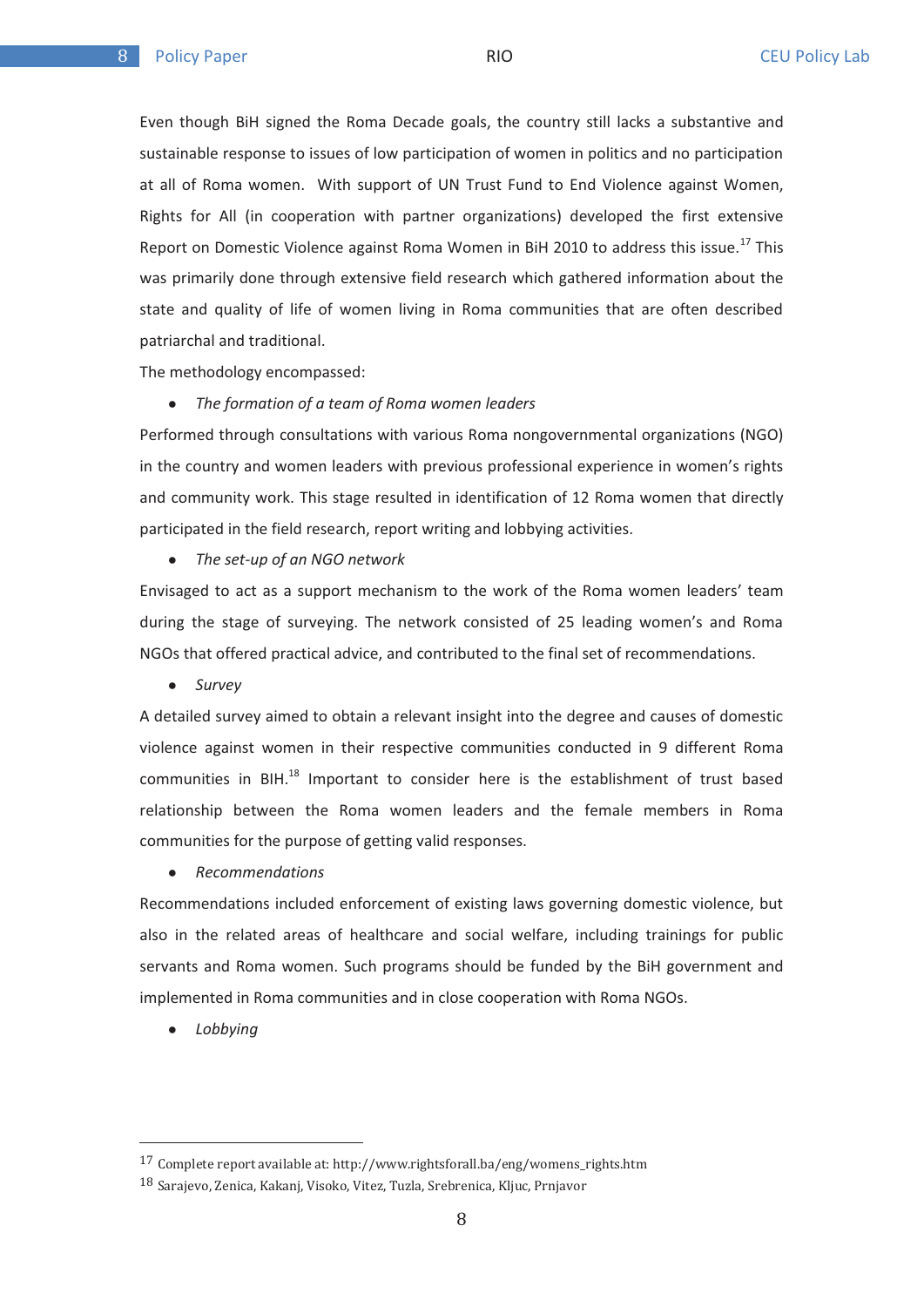Even though BiH signed the Roma Decade goals, the country still lacks a substantive and sustainable response to issues of low participation of women in politics and no participation at all of Roma women. With support of UN Trust Fund to End Violence against Women, Rights for All (in cooperation with partner organizations) developed the first extensive Report on Domestic Violence against Roma Women in BiH 2010 to address this issue.[17] This was primarily done through extensive field research which gathered information about the state and quality of life of women living in Roma communities that are often described patriarchal and traditional.

The methodology encompassed:

- *The formation of a team of Roma women leaders*

Performed through consultations with various Roma nongovernmental organizations (NGO) in the country and women leaders with previous professional experience in women's rights and community work. This stage resulted in identification of 12 Roma women that directly participated in the field research, report writing and lobbying activities.

- *The set-up of an NGO network*

Envisaged to act as a support mechanism to the work of the Roma women leaders' team during the stage of surveying. The network consisted of 25 leading women's and Roma NGOs that offered practical advice, and contributed to the final set of recommendations.

- *Survey*

A detailed survey aimed to obtain a relevant insight into the degree and causes of domestic violence against women in their respective communities conducted in 9 different Roma communities in BIH.[18] Important to consider here is the establishment of trust based relationship between the Roma women leaders and the female members in Roma communities for the purpose of getting valid responses.

- *Recommendations*

Recommendations included enforcement of existing laws governing domestic violence, but also in the related areas of healthcare and social welfare, including trainings for public servants and Roma women. Such programs should be funded by the BiH government and implemented in Roma communities and in close cooperation with Roma NGOs.

- *Lobbying*

---

[17] Complete report available at: http://www.rightsforall.ba/eng/womens_rights.htm

[18] Sarajevo, Zenica, Kakanj, Visoko, Vitez, Tuzla, Srebrenica, Kljuc, Prnjavor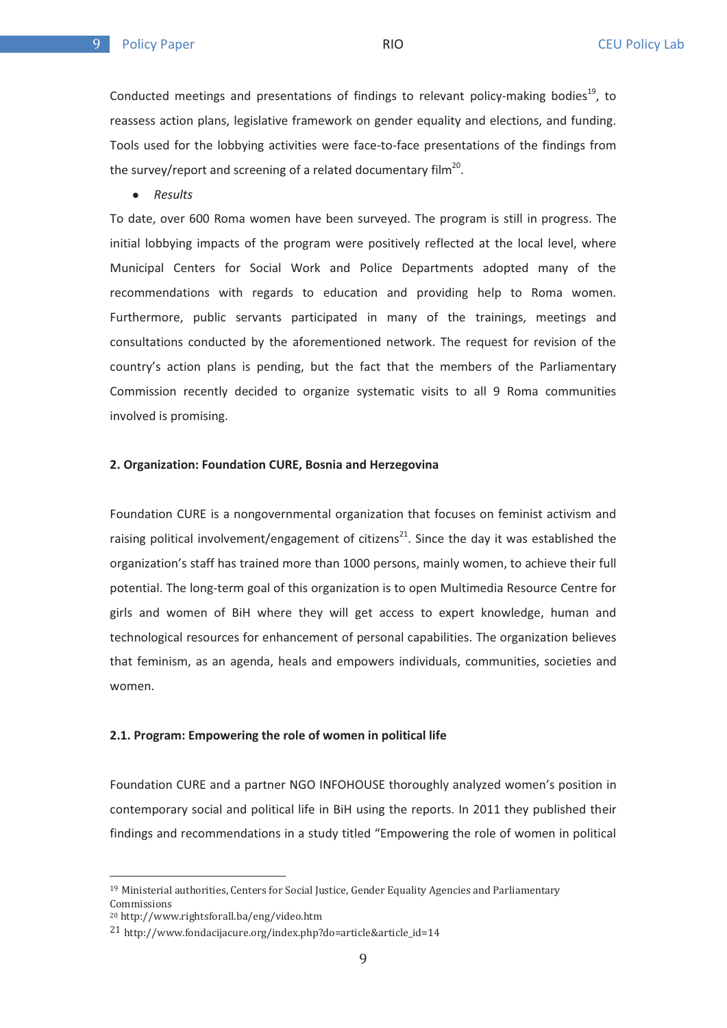Conducted meetings and presentations of findings to relevant policy-making bodies[19], to reassess action plans, legislative framework on gender equality and elections, and funding. Tools used for the lobbying activities were face-to-face presentations of the findings from the survey/report and screening of a related documentary film[20].

- *Results*

To date, over 600 Roma women have been surveyed. The program is still in progress. The initial lobbying impacts of the program were positively reflected at the local level, where Municipal Centers for Social Work and Police Departments adopted many of the recommendations with regards to education and providing help to Roma women. Furthermore, public servants participated in many of the trainings, meetings and consultations conducted by the aforementioned network. The request for revision of the country's action plans is pending, but the fact that the members of the Parliamentary Commission recently decided to organize systematic visits to all 9 Roma communities involved is promising.

**2. Organization: Foundation CURE, Bosnia and Herzegovina**

Foundation CURE is a nongovernmental organization that focuses on feminist activism and raising political involvement/engagement of citizens[21]. Since the day it was established the organization's staff has trained more than 1000 persons, mainly women, to achieve their full potential. The long-term goal of this organization is to open Multimedia Resource Centre for girls and women of BiH where they will get access to expert knowledge, human and technological resources for enhancement of personal capabilities. The organization believes that feminism, as an agenda, heals and empowers individuals, communities, societies and women.

**2.1. Program: Empowering the role of women in political life**

Foundation CURE and a partner NGO INFOHOUSE thoroughly analyzed women's position in contemporary social and political life in BiH using the reports. In 2011 they published their findings and recommendations in a study titled "Empowering the role of women in political

---

[19] Ministerial authorities, Centers for Social Justice, Gender Equality Agencies and Parliamentary Commissions

[20] http://www.rightsforall.ba/eng/video.htm

[21] http://www.fondacijacure.org/index.php?do=article&article_id=14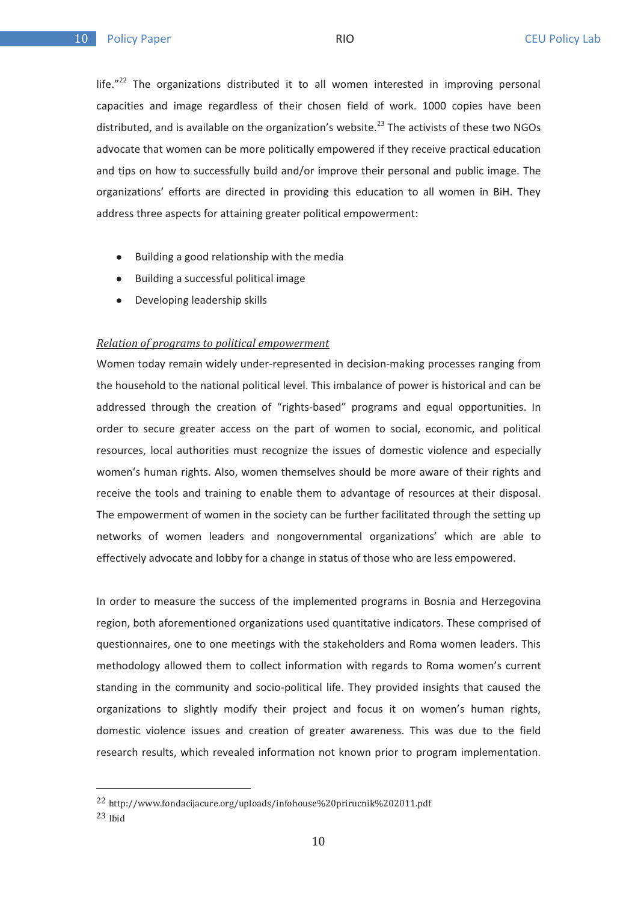life."[22] The organizations distributed it to all women interested in improving personal capacities and image regardless of their chosen field of work. 1000 copies have been distributed, and is available on the organization's website.[23] The activists of these two NGOs advocate that women can be more politically empowered if they receive practical education and tips on how to successfully build and/or improve their personal and public image. The organizations' efforts are directed in providing this education to all women in BiH. They address three aspects for attaining greater political empowerment:

- Building a good relationship with the media
- Building a successful political image
- Developing leadership skills

*Relation of programs to political empowerment*

Women today remain widely under-represented in decision-making processes ranging from the household to the national political level. This imbalance of power is historical and can be addressed through the creation of "rights-based" programs and equal opportunities. In order to secure greater access on the part of women to social, economic, and political resources, local authorities must recognize the issues of domestic violence and especially women's human rights. Also, women themselves should be more aware of their rights and receive the tools and training to enable them to advantage of resources at their disposal. The empowerment of women in the society can be further facilitated through the setting up networks of women leaders and nongovernmental organizations' which are able to effectively advocate and lobby for a change in status of those who are less empowered.

In order to measure the success of the implemented programs in Bosnia and Herzegovina region, both aforementioned organizations used quantitative indicators. These comprised of questionnaires, one to one meetings with the stakeholders and Roma women leaders. This methodology allowed them to collect information with regards to Roma women's current standing in the community and socio-political life. They provided insights that caused the organizations to slightly modify their project and focus it on women's human rights, domestic violence issues and creation of greater awareness. This was due to the field research results, which revealed information not known prior to program implementation.

---

[22] http://www.fondacijacure.org/uploads/infohouse%20prirucnik%202011.pdf

[23] Ibid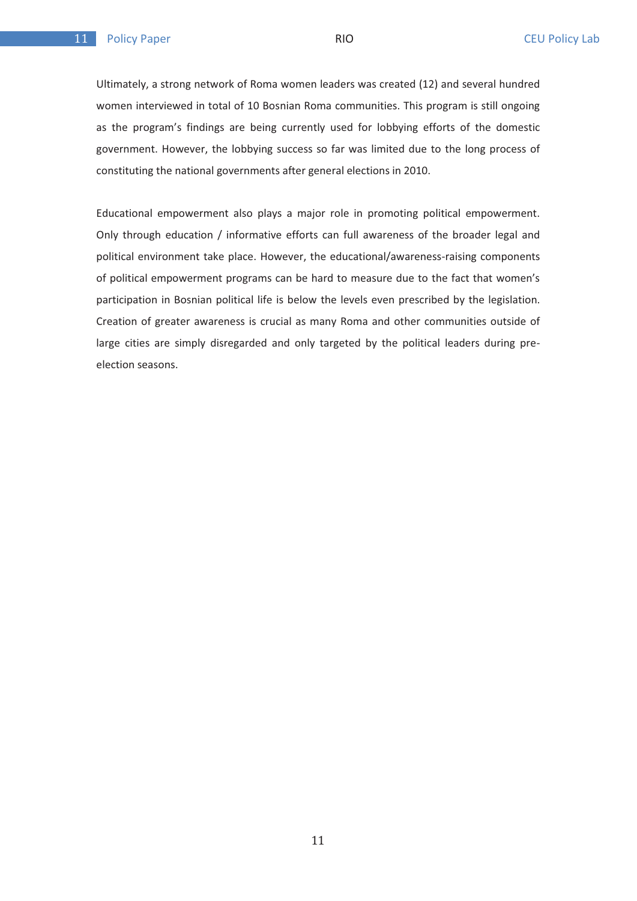Ultimately, a strong network of Roma women leaders was created (12) and several hundred women interviewed in total of 10 Bosnian Roma communities. This program is still ongoing as the program's findings are being currently used for lobbying efforts of the domestic government. However, the lobbying success so far was limited due to the long process of constituting the national governments after general elections in 2010.

Educational empowerment also plays a major role in promoting political empowerment. Only through education / informative efforts can full awareness of the broader legal and political environment take place. However, the educational/awareness-raising components of political empowerment programs can be hard to measure due to the fact that women's participation in Bosnian political life is below the levels even prescribed by the legislation. Creation of greater awareness is crucial as many Roma and other communities outside of large cities are simply disregarded and only targeted by the political leaders during pre-election seasons.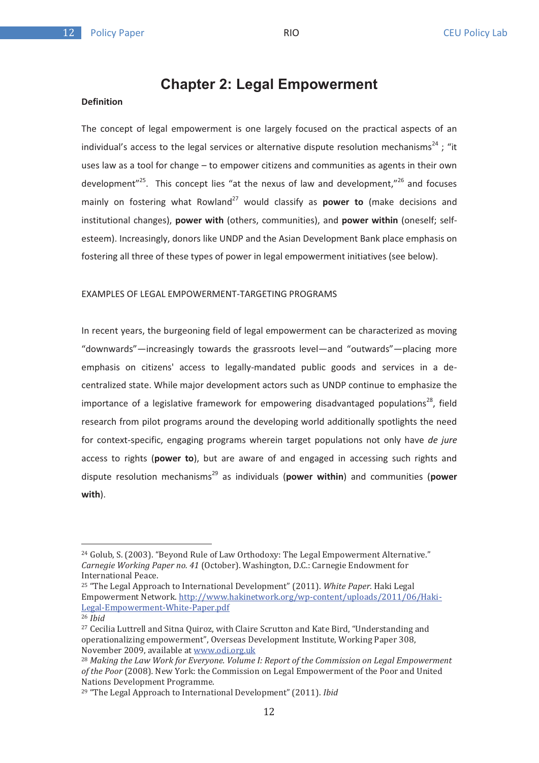# Chapter 2: Legal Empowerment

**Definition**

The concept of legal empowerment is one largely focused on the practical aspects of an individual's access to the legal services or alternative dispute resolution mechanisms[24] ; "it uses law as a tool for change – to empower citizens and communities as agents in their own development"[25]. This concept lies "at the nexus of law and development,"[26] and focuses mainly on fostering what Rowland[27] would classify as **power to** (make decisions and institutional changes), **power with** (others, communities), and **power within** (oneself; self-esteem). Increasingly, donors like UNDP and the Asian Development Bank place emphasis on fostering all three of these types of power in legal empowerment initiatives (see below).

EXAMPLES OF LEGAL EMPOWERMENT-TARGETING PROGRAMS

In recent years, the burgeoning field of legal empowerment can be characterized as moving "downwards"—increasingly towards the grassroots level—and "outwards"—placing more emphasis on citizens' access to legally-mandated public goods and services in a de-centralized state. While major development actors such as UNDP continue to emphasize the importance of a legislative framework for empowering disadvantaged populations[28], field research from pilot programs around the developing world additionally spotlights the need for context-specific, engaging programs wherein target populations not only have *de jure* access to rights (**power to**), but are aware of and engaged in accessing such rights and dispute resolution mechanisms[29] as individuals (**power within**) and communities (**power with**).

---

[24] Golub, S. (2003). "Beyond Rule of Law Orthodoxy: The Legal Empowerment Alternative." *Carnegie Working Paper no. 41* (October). Washington, D.C.: Carnegie Endowment for International Peace.

[25] "The Legal Approach to International Development" (2011). *White Paper.* Haki Legal Empowerment Network. http://www.hakinetwork.org/wp-content/uploads/2011/06/Haki-Legal-Empowerment-White-Paper.pdf

[26] *Ibid*

[27] Cecilia Luttrell and Sitna Quiroz, with Claire Scrutton and Kate Bird, "Understanding and operationalizing empowerment", Overseas Development Institute, Working Paper 308, November 2009, available at www.odi.org.uk

[28] *Making the Law Work for Everyone. Volume I: Report of the Commission on Legal Empowerment of the Poor* (2008). New York: the Commission on Legal Empowerment of the Poor and United Nations Development Programme.

[29] "The Legal Approach to International Development" (2011). *Ibid*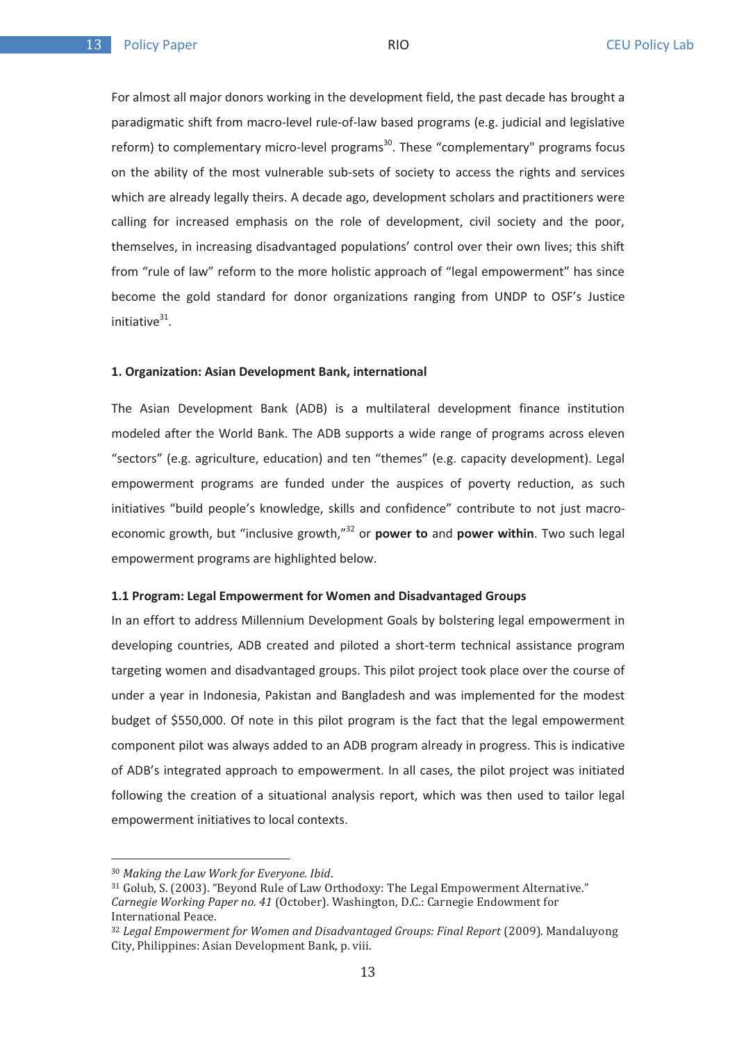For almost all major donors working in the development field, the past decade has brought a paradigmatic shift from macro-level rule-of-law based programs (e.g. judicial and legislative reform) to complementary micro-level programs[30]. These "complementary" programs focus on the ability of the most vulnerable sub-sets of society to access the rights and services which are already legally theirs. A decade ago, development scholars and practitioners were calling for increased emphasis on the role of development, civil society and the poor, themselves, in increasing disadvantaged populations' control over their own lives; this shift from "rule of law" reform to the more holistic approach of "legal empowerment" has since become the gold standard for donor organizations ranging from UNDP to OSF's Justice initiative[31].

**1. Organization: Asian Development Bank, international**

The Asian Development Bank (ADB) is a multilateral development finance institution modeled after the World Bank. The ADB supports a wide range of programs across eleven "sectors" (e.g. agriculture, education) and ten "themes" (e.g. capacity development). Legal empowerment programs are funded under the auspices of poverty reduction, as such initiatives "build people's knowledge, skills and confidence" contribute to not just macro-economic growth, but "inclusive growth,"[32] or **power to** and **power within**. Two such legal empowerment programs are highlighted below.

**1.1 Program: Legal Empowerment for Women and Disadvantaged Groups**

In an effort to address Millennium Development Goals by bolstering legal empowerment in developing countries, ADB created and piloted a short-term technical assistance program targeting women and disadvantaged groups. This pilot project took place over the course of under a year in Indonesia, Pakistan and Bangladesh and was implemented for the modest budget of $550,000. Of note in this pilot program is the fact that the legal empowerment component pilot was always added to an ADB program already in progress. This is indicative of ADB's integrated approach to empowerment. In all cases, the pilot project was initiated following the creation of a situational analysis report, which was then used to tailor legal empowerment initiatives to local contexts.

---

[30] *Making the Law Work for Everyone. Ibid*.

[31] Golub, S. (2003). "Beyond Rule of Law Orthodoxy: The Legal Empowerment Alternative." *Carnegie Working Paper no. 41* (October). Washington, D.C.: Carnegie Endowment for International Peace.

[32] *Legal Empowerment for Women and Disadvantaged Groups: Final Report* (2009). Mandaluyong City, Philippines: Asian Development Bank, p. viii.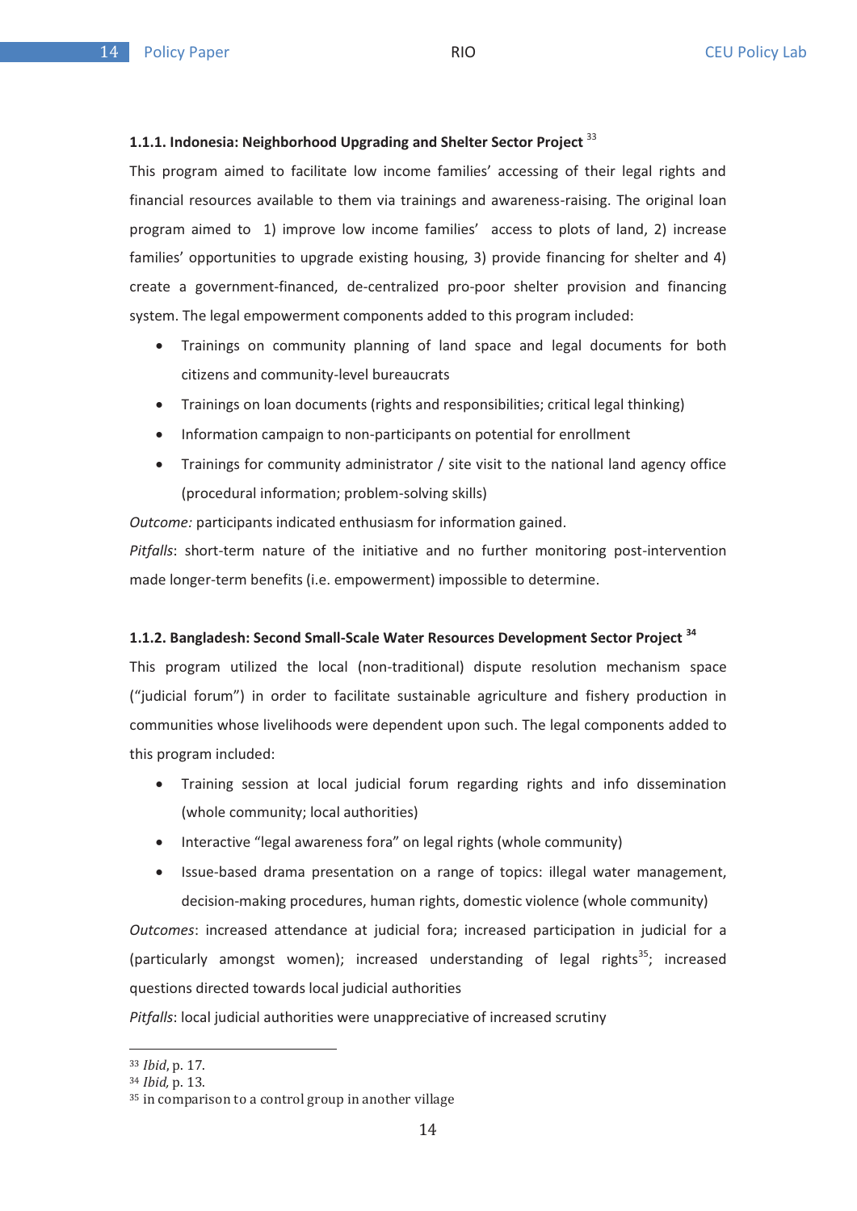#### 1.1.1. Indonesia: Neighborhood Upgrading and Shelter Sector Project [33]

This program aimed to facilitate low income families' accessing of their legal rights and financial resources available to them via trainings and awareness-raising. The original loan program aimed to 1) improve low income families' access to plots of land, 2) increase families' opportunities to upgrade existing housing, 3) provide financing for shelter and 4) create a government-financed, de-centralized pro-poor shelter provision and financing system. The legal empowerment components added to this program included:

- Trainings on community planning of land space and legal documents for both citizens and community-level bureaucrats
- Trainings on loan documents (rights and responsibilities; critical legal thinking)
- Information campaign to non-participants on potential for enrollment
- Trainings for community administrator / site visit to the national land agency office (procedural information; problem-solving skills)

*Outcome:* participants indicated enthusiasm for information gained.

*Pitfalls*: short-term nature of the initiative and no further monitoring post-intervention made longer-term benefits (i.e. empowerment) impossible to determine.

#### 1.1.2. Bangladesh: Second Small-Scale Water Resources Development Sector Project [34]

This program utilized the local (non-traditional) dispute resolution mechanism space ("judicial forum") in order to facilitate sustainable agriculture and fishery production in communities whose livelihoods were dependent upon such. The legal components added to this program included:

- Training session at local judicial forum regarding rights and info dissemination (whole community; local authorities)
- Interactive "legal awareness fora" on legal rights (whole community)
- Issue-based drama presentation on a range of topics: illegal water management, decision-making procedures, human rights, domestic violence (whole community)

*Outcomes*: increased attendance at judicial fora; increased participation in judicial for a (particularly amongst women); increased understanding of legal rights[35]; increased questions directed towards local judicial authorities

*Pitfalls*: local judicial authorities were unappreciative of increased scrutiny

---

[33] *Ibid*, p. 17.

[34] *Ibid*, p. 13.

[35] in comparison to a control group in another village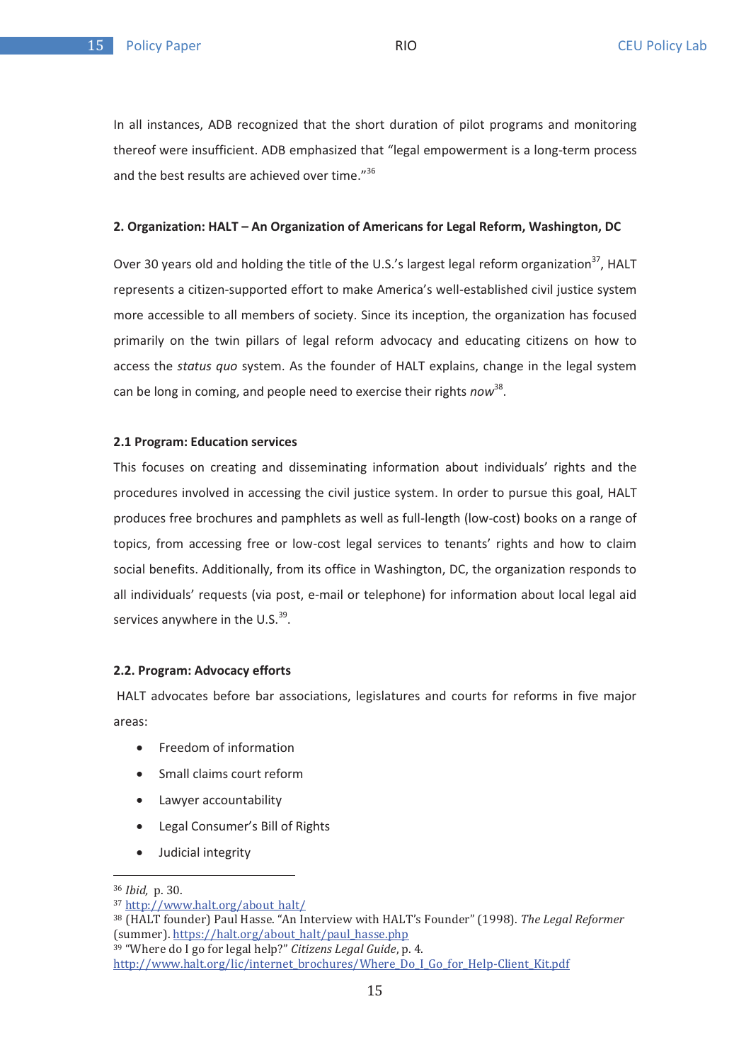In all instances, ADB recognized that the short duration of pilot programs and monitoring thereof were insufficient. ADB emphasized that "legal empowerment is a long-term process and the best results are achieved over time."[36]

**2. Organization: HALT – An Organization of Americans for Legal Reform, Washington, DC**

Over 30 years old and holding the title of the U.S.'s largest legal reform organization[37], HALT represents a citizen-supported effort to make America's well-established civil justice system more accessible to all members of society. Since its inception, the organization has focused primarily on the twin pillars of legal reform advocacy and educating citizens on how to access the *status quo* system. As the founder of HALT explains, change in the legal system can be long in coming, and people need to exercise their rights *now*[38].

**2.1 Program: Education services**

This focuses on creating and disseminating information about individuals' rights and the procedures involved in accessing the civil justice system. In order to pursue this goal, HALT produces free brochures and pamphlets as well as full-length (low-cost) books on a range of topics, from accessing free or low-cost legal services to tenants' rights and how to claim social benefits. Additionally, from its office in Washington, DC, the organization responds to all individuals' requests (via post, e-mail or telephone) for information about local legal aid services anywhere in the U.S.[39].

**2.2. Program: Advocacy efforts**

HALT advocates before bar associations, legislatures and courts for reforms in five major areas:

- Freedom of information
- Small claims court reform
- Lawyer accountability
- Legal Consumer's Bill of Rights
- Judicial integrity

---

[36] *Ibid,* p. 30.

[37] http://www.halt.org/about_halt/

[38] (HALT founder) Paul Hasse. "An Interview with HALT's Founder" (1998). *The Legal Reformer* (summer). https://halt.org/about_halt/paul_hasse.php

[39] "Where do I go for legal help?" *Citizens Legal Guide*, p. 4. http://www.halt.org/lic/internet_brochures/Where_Do_I_Go_for_Help-Client_Kit.pdf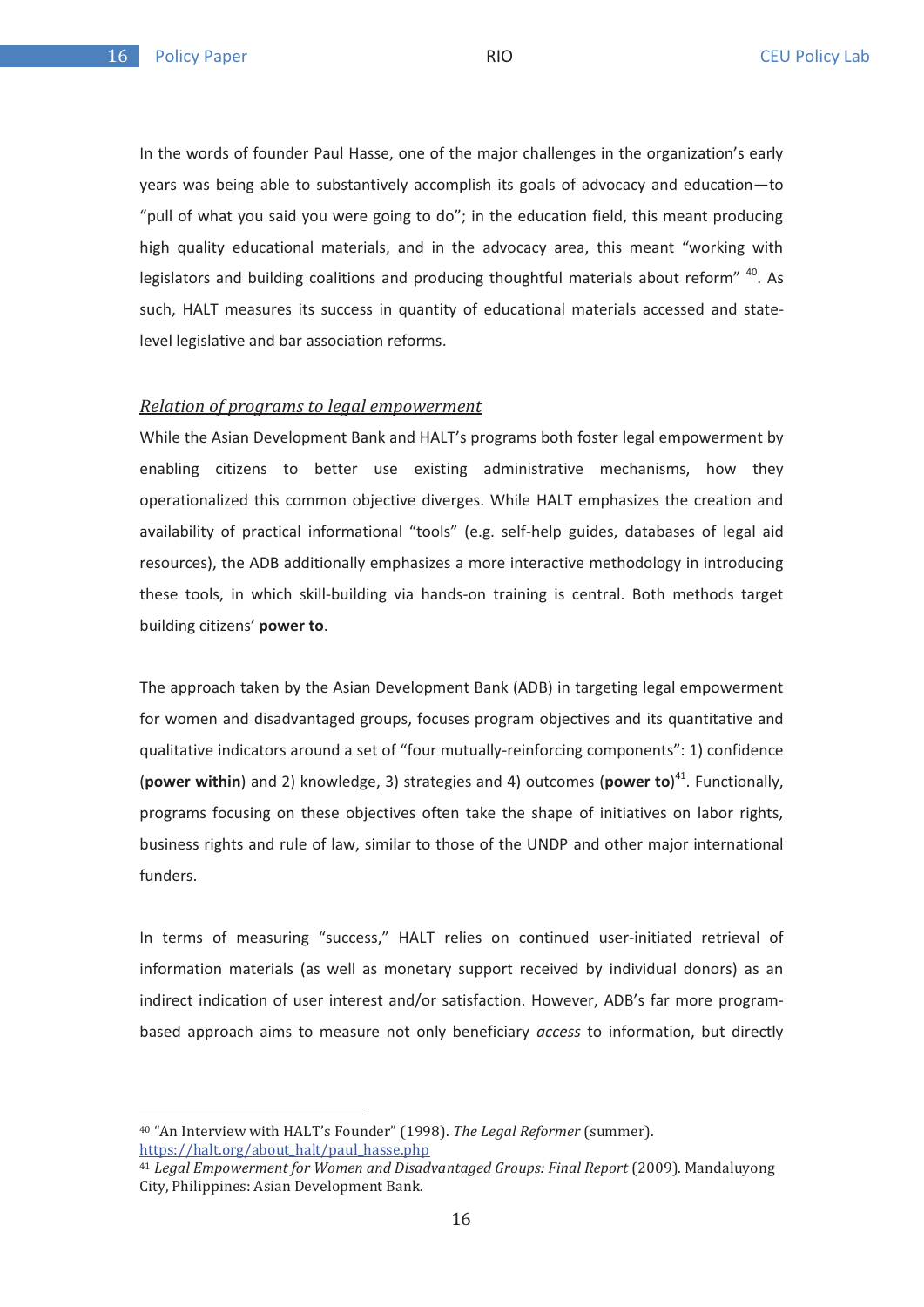In the words of founder Paul Hasse, one of the major challenges in the organization's early years was being able to substantively accomplish its goals of advocacy and education—to "pull of what you said you were going to do"; in the education field, this meant producing high quality educational materials, and in the advocacy area, this meant "working with legislators and building coalitions and producing thoughtful materials about reform" [40]. As such, HALT measures its success in quantity of educational materials accessed and state-level legislative and bar association reforms.

*Relation of programs to legal empowerment*

While the Asian Development Bank and HALT's programs both foster legal empowerment by enabling citizens to better use existing administrative mechanisms, how they operationalized this common objective diverges. While HALT emphasizes the creation and availability of practical informational "tools" (e.g. self-help guides, databases of legal aid resources), the ADB additionally emphasizes a more interactive methodology in introducing these tools, in which skill-building via hands-on training is central. Both methods target building citizens' **power to**.

The approach taken by the Asian Development Bank (ADB) in targeting legal empowerment for women and disadvantaged groups, focuses program objectives and its quantitative and qualitative indicators around a set of "four mutually-reinforcing components": 1) confidence (**power within**) and 2) knowledge, 3) strategies and 4) outcomes (**power to**)[41]. Functionally, programs focusing on these objectives often take the shape of initiatives on labor rights, business rights and rule of law, similar to those of the UNDP and other major international funders.

In terms of measuring "success," HALT relies on continued user-initiated retrieval of information materials (as well as monetary support received by individual donors) as an indirect indication of user interest and/or satisfaction. However, ADB's far more program-based approach aims to measure not only beneficiary *access* to information, but directly

---

[40] "An Interview with HALT's Founder" (1998). *The Legal Reformer* (summer). https://halt.org/about_halt/paul_hasse.php

[41] *Legal Empowerment for Women and Disadvantaged Groups: Final Report* (2009). Mandaluyong City, Philippines: Asian Development Bank.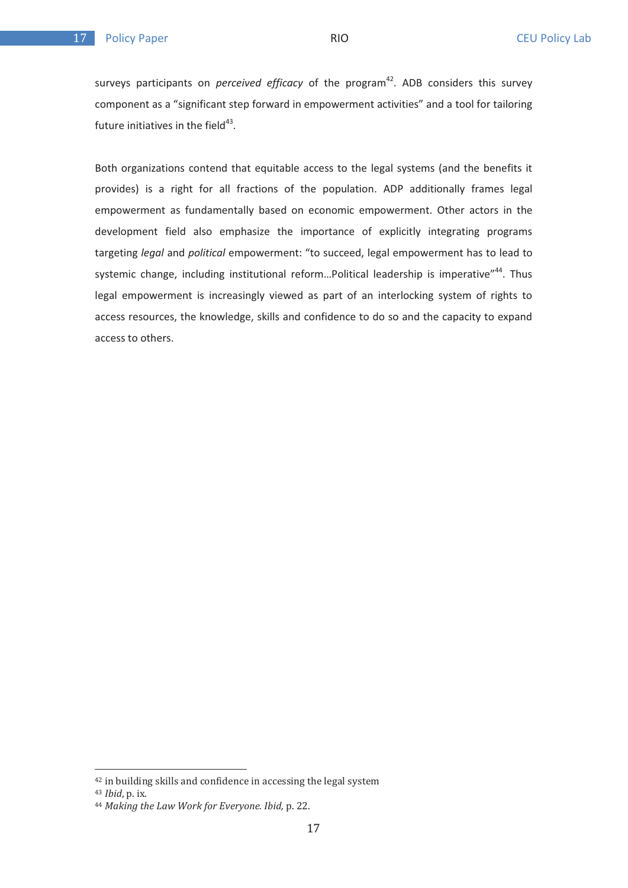surveys participants on *perceived efficacy* of the program[42]. ADB considers this survey component as a "significant step forward in empowerment activities" and a tool for tailoring future initiatives in the field[43].

Both organizations contend that equitable access to the legal systems (and the benefits it provides) is a right for all fractions of the population. ADP additionally frames legal empowerment as fundamentally based on economic empowerment. Other actors in the development field also emphasize the importance of explicitly integrating programs targeting *legal* and *political* empowerment: "to succeed, legal empowerment has to lead to systemic change, including institutional reform…Political leadership is imperative"[44]. Thus legal empowerment is increasingly viewed as part of an interlocking system of rights to access resources, the knowledge, skills and confidence to do so and the capacity to expand access to others.

---

[42] in building skills and confidence in accessing the legal system

[43] *Ibid*, p. ix.

[44] *Making the Law Work for Everyone. Ibid*, p. 22.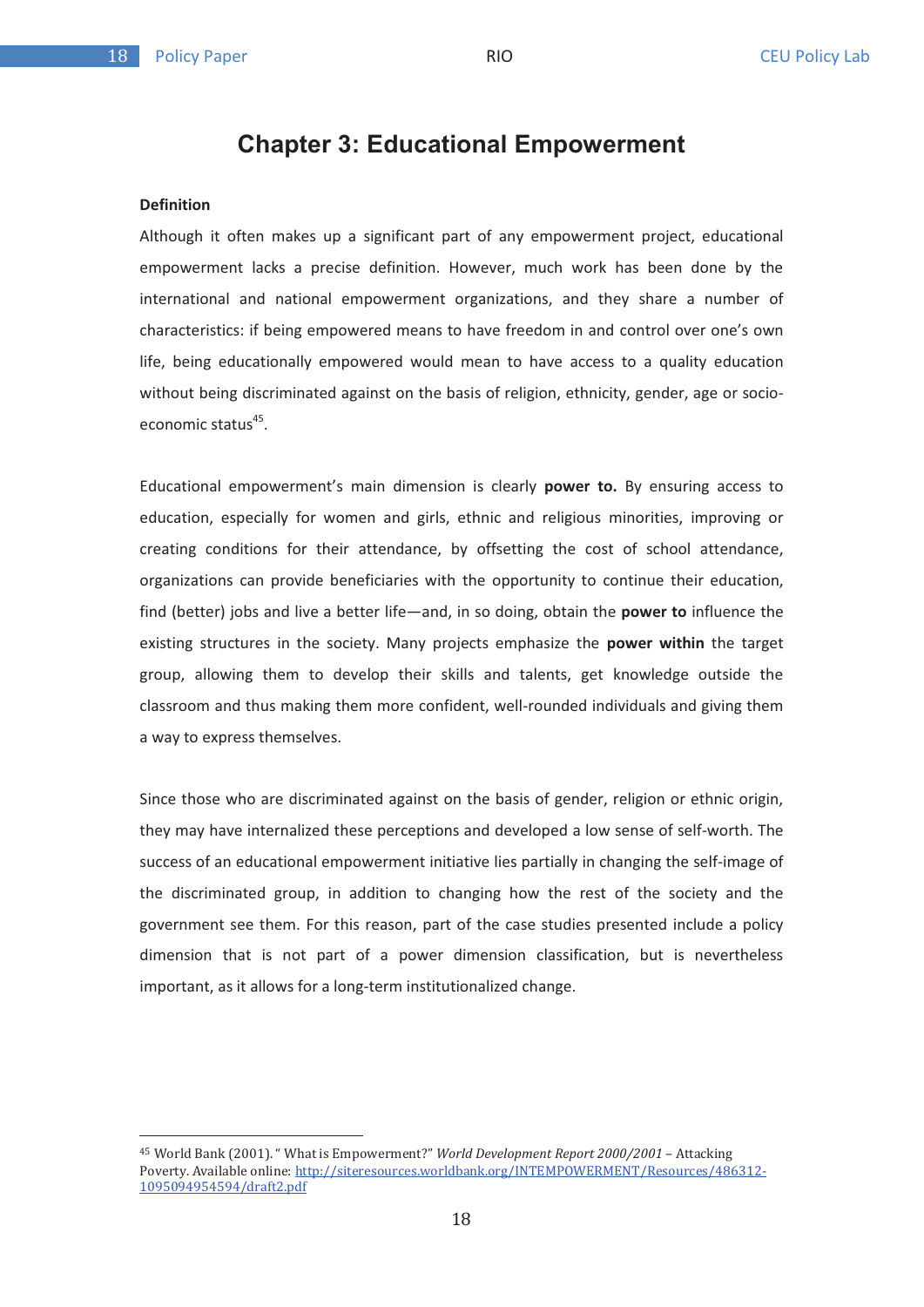# Chapter 3: Educational Empowerment

**Definition**

Although it often makes up a significant part of any empowerment project, educational empowerment lacks a precise definition. However, much work has been done by the international and national empowerment organizations, and they share a number of characteristics: if being empowered means to have freedom in and control over one's own life, being educationally empowered would mean to have access to a quality education without being discriminated against on the basis of religion, ethnicity, gender, age or socio-economic status[45].

Educational empowerment's main dimension is clearly **power to.** By ensuring access to education, especially for women and girls, ethnic and religious minorities, improving or creating conditions for their attendance, by offsetting the cost of school attendance, organizations can provide beneficiaries with the opportunity to continue their education, find (better) jobs and live a better life—and, in so doing, obtain the **power to** influence the existing structures in the society. Many projects emphasize the **power within** the target group, allowing them to develop their skills and talents, get knowledge outside the classroom and thus making them more confident, well-rounded individuals and giving them a way to express themselves.

Since those who are discriminated against on the basis of gender, religion or ethnic origin, they may have internalized these perceptions and developed a low sense of self-worth. The success of an educational empowerment initiative lies partially in changing the self-image of the discriminated group, in addition to changing how the rest of the society and the government see them. For this reason, part of the case studies presented include a policy dimension that is not part of a power dimension classification, but is nevertheless important, as it allows for a long-term institutionalized change.

---

[45] World Bank (2001). " What is Empowerment?" *World Development Report 2000/2001* – Attacking Poverty. Available online: http://siteresources.worldbank.org/INTEMPOWERMENT/Resources/486312-1095094954594/draft2.pdf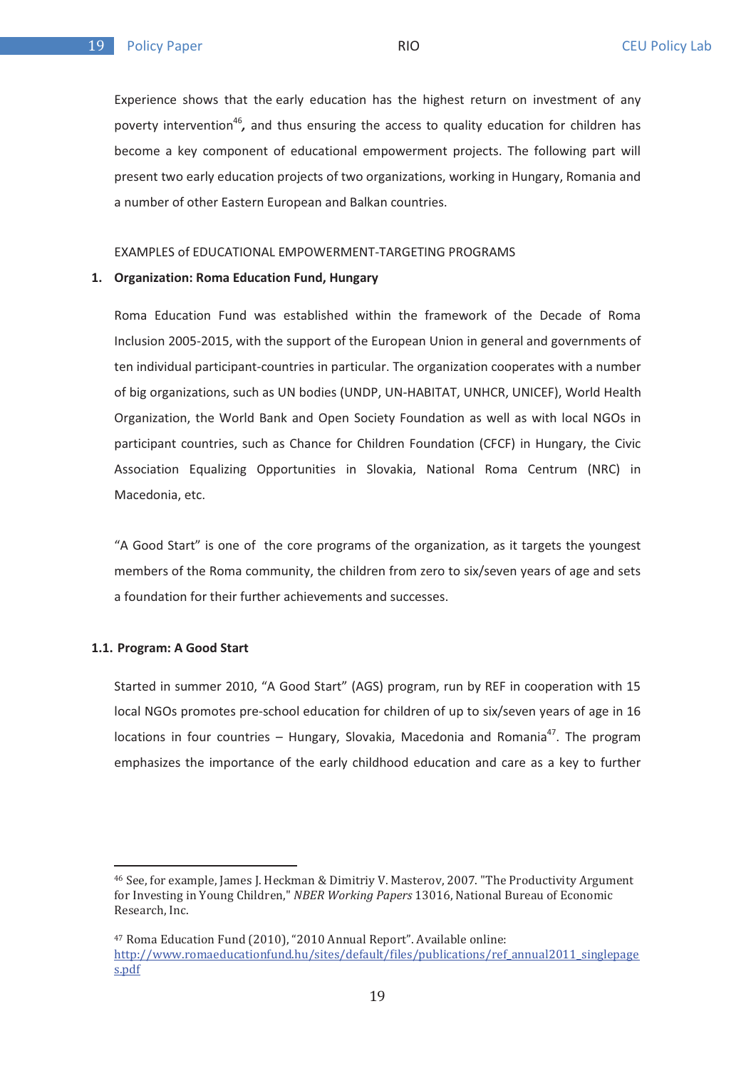Experience shows that the early education has the highest return on investment of any poverty intervention[46]**,** and thus ensuring the access to quality education for children has become a key component of educational empowerment projects. The following part will present two early education projects of two organizations, working in Hungary, Romania and a number of other Eastern European and Balkan countries.

EXAMPLES of EDUCATIONAL EMPOWERMENT-TARGETING PROGRAMS

**1. Organization: Roma Education Fund, Hungary**

Roma Education Fund was established within the framework of the Decade of Roma Inclusion 2005-2015, with the support of the European Union in general and governments of ten individual participant-countries in particular. The organization cooperates with a number of big organizations, such as UN bodies (UNDP, UN-HABITAT, UNHCR, UNICEF), World Health Organization, the World Bank and Open Society Foundation as well as with local NGOs in participant countries, such as Chance for Children Foundation (CFCF) in Hungary, the Civic Association Equalizing Opportunities in Slovakia, National Roma Centrum (NRC) in Macedonia, etc.

"A Good Start" is one of the core programs of the organization, as it targets the youngest members of the Roma community, the children from zero to six/seven years of age and sets a foundation for their further achievements and successes.

**1.1. Program: A Good Start**

Started in summer 2010, "A Good Start" (AGS) program, run by REF in cooperation with 15 local NGOs promotes pre-school education for children of up to six/seven years of age in 16 locations in four countries – Hungary, Slovakia, Macedonia and Romania[47]. The program emphasizes the importance of the early childhood education and care as a key to further

---

[46] See, for example, James J. Heckman & Dimitriy V. Masterov, 2007. "The Productivity Argument for Investing in Young Children," *NBER Working Papers* 13016, National Bureau of Economic Research, Inc.

[47] Roma Education Fund (2010), "2010 Annual Report". Available online: http://www.romaeducationfund.hu/sites/default/files/publications/ref_annual2011_singlepages.pdf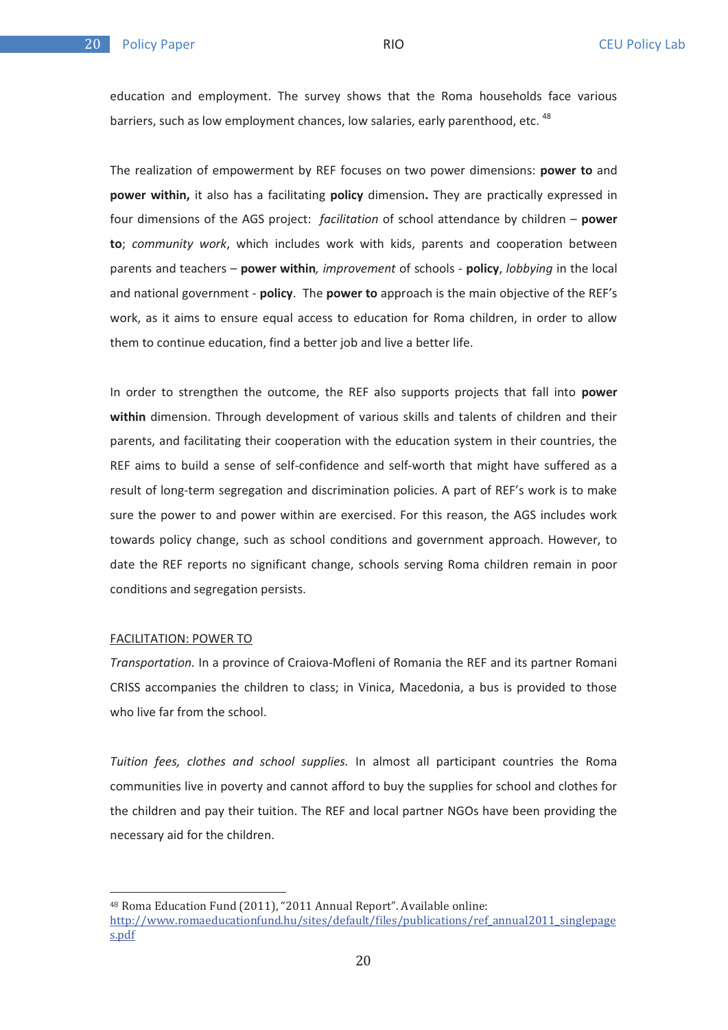education and employment. The survey shows that the Roma households face various barriers, such as low employment chances, low salaries, early parenthood, etc. [48]

The realization of empowerment by REF focuses on two power dimensions: **power to** and **power within,** it also has a facilitating **policy** dimension**.** They are practically expressed in four dimensions of the AGS project: *facilitation* of school attendance by children – **power to**; *community work*, which includes work with kids, parents and cooperation between parents and teachers – **power within***, improvement* of schools - **policy**, *lobbying* in the local and national government - **policy**. The **power to** approach is the main objective of the REF's work, as it aims to ensure equal access to education for Roma children, in order to allow them to continue education, find a better job and live a better life.

In order to strengthen the outcome, the REF also supports projects that fall into **power within** dimension. Through development of various skills and talents of children and their parents, and facilitating their cooperation with the education system in their countries, the REF aims to build a sense of self-confidence and self-worth that might have suffered as a result of long-term segregation and discrimination policies. A part of REF's work is to make sure the power to and power within are exercised. For this reason, the AGS includes work towards policy change, such as school conditions and government approach. However, to date the REF reports no significant change, schools serving Roma children remain in poor conditions and segregation persists.

<u>FACILITATION: POWER TO</u>

*Transportation.* In a province of Craiova-Mofleni of Romania the REF and its partner Romani CRISS accompanies the children to class; in Vinica, Macedonia, a bus is provided to those who live far from the school.

*Tuition fees, clothes and school supplies.* In almost all participant countries the Roma communities live in poverty and cannot afford to buy the supplies for school and clothes for the children and pay their tuition. The REF and local partner NGOs have been providing the necessary aid for the children.

---

[48] Roma Education Fund (2011), "2011 Annual Report". Available online: http://www.romaeducationfund.hu/sites/default/files/publications/ref_annual2011_singlepages.pdf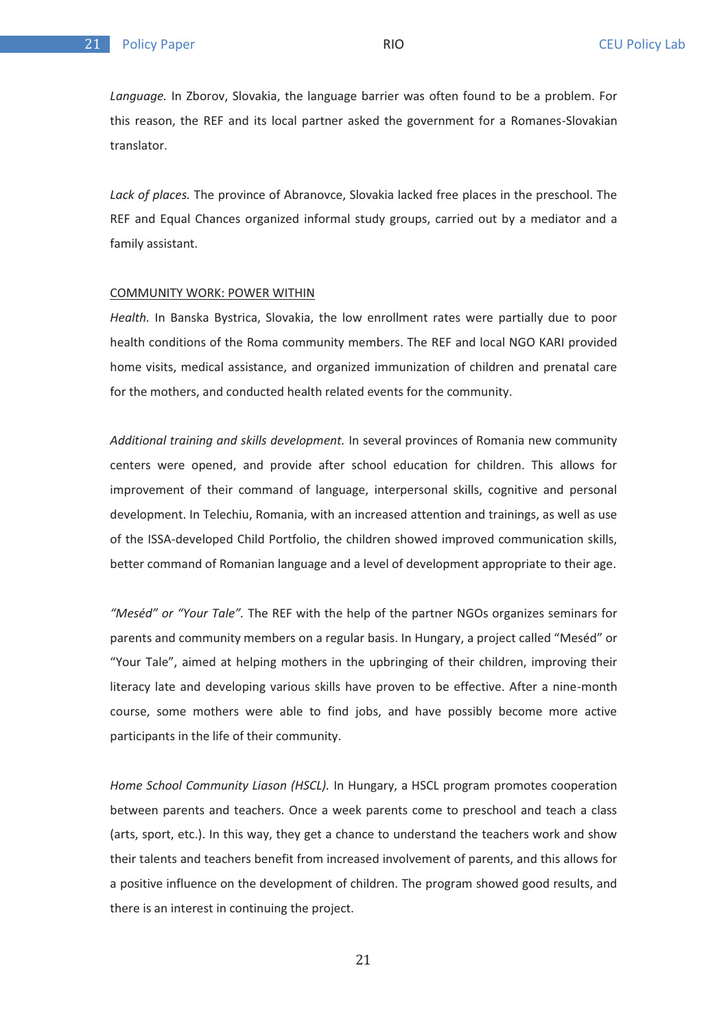*Language.* In Zborov, Slovakia, the language barrier was often found to be a problem. For this reason, the REF and its local partner asked the government for a Romanes-Slovakian translator.

*Lack of places.* The province of Abranovce, Slovakia lacked free places in the preschool. The REF and Equal Chances organized informal study groups, carried out by a mediator and a family assistant.

<u>COMMUNITY WORK: POWER WITHIN</u>

*Health.* In Banska Bystrica, Slovakia, the low enrollment rates were partially due to poor health conditions of the Roma community members. The REF and local NGO KARI provided home visits, medical assistance, and organized immunization of children and prenatal care for the mothers, and conducted health related events for the community.

*Additional training and skills development.* In several provinces of Romania new community centers were opened, and provide after school education for children. This allows for improvement of their command of language, interpersonal skills, cognitive and personal development. In Telechiu, Romania, with an increased attention and trainings, as well as use of the ISSA-developed Child Portfolio, the children showed improved communication skills, better command of Romanian language and a level of development appropriate to their age.

*"Meséd" or "Your Tale".* The REF with the help of the partner NGOs organizes seminars for parents and community members on a regular basis. In Hungary, a project called "Meséd" or "Your Tale", aimed at helping mothers in the upbringing of their children, improving their literacy late and developing various skills have proven to be effective. After a nine-month course, some mothers were able to find jobs, and have possibly become more active participants in the life of their community.

*Home School Community Liason (HSCL).* In Hungary, a HSCL program promotes cooperation between parents and teachers. Once a week parents come to preschool and teach a class (arts, sport, etc.). In this way, they get a chance to understand the teachers work and show their talents and teachers benefit from increased involvement of parents, and this allows for a positive influence on the development of children. The program showed good results, and there is an interest in continuing the project.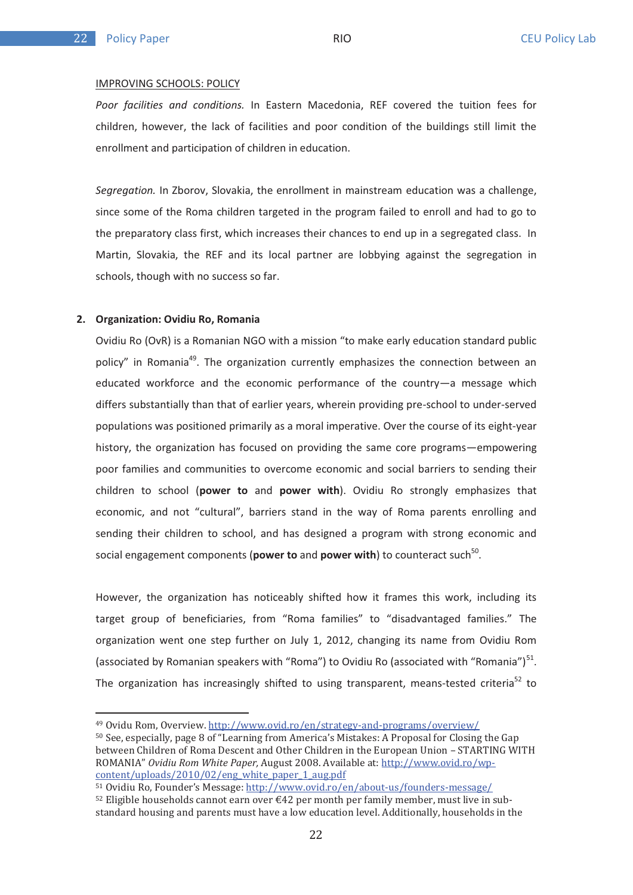IMPROVING SCHOOLS: POLICY

*Poor facilities and conditions.* In Eastern Macedonia, REF covered the tuition fees for children, however, the lack of facilities and poor condition of the buildings still limit the enrollment and participation of children in education.

*Segregation.* In Zborov, Slovakia, the enrollment in mainstream education was a challenge, since some of the Roma children targeted in the program failed to enroll and had to go to the preparatory class first, which increases their chances to end up in a segregated class. In Martin, Slovakia, the REF and its local partner are lobbying against the segregation in schools, though with no success so far.

**2. Organization: Ovidiu Ro, Romania**

Ovidiu Ro (OvR) is a Romanian NGO with a mission "to make early education standard public policy" in Romania[49]. The organization currently emphasizes the connection between an educated workforce and the economic performance of the country—a message which differs substantially than that of earlier years, wherein providing pre-school to under-served populations was positioned primarily as a moral imperative. Over the course of its eight-year history, the organization has focused on providing the same core programs—empowering poor families and communities to overcome economic and social barriers to sending their children to school (**power to** and **power with**). Ovidiu Ro strongly emphasizes that economic, and not "cultural", barriers stand in the way of Roma parents enrolling and sending their children to school, and has designed a program with strong economic and social engagement components (**power to** and **power with**) to counteract such[50].

However, the organization has noticeably shifted how it frames this work, including its target group of beneficiaries, from "Roma families" to "disadvantaged families." The organization went one step further on July 1, 2012, changing its name from Ovidiu Rom (associated by Romanian speakers with "Roma") to Ovidiu Ro (associated with "Romania")[51]. The organization has increasingly shifted to using transparent, means-tested criteria[52] to

---

[49] Ovidu Rom, Overview. http://www.ovid.ro/en/strategy-and-programs/overview/

[50] See, especially, page 8 of "Learning from America's Mistakes: A Proposal for Closing the Gap between Children of Roma Descent and Other Children in the European Union – STARTING WITH ROMANIA" *Ovidiu Rom White Paper,* August 2008. Available at: http://www.ovid.ro/wp-content/uploads/2010/02/eng_white_paper_1_aug.pdf

[51] Ovidiu Ro, Founder's Message: http://www.ovid.ro/en/about-us/founders-message/

[52] Eligible households cannot earn over €42 per month per family member, must live in sub-standard housing and parents must have a low education level. Additionally, households in the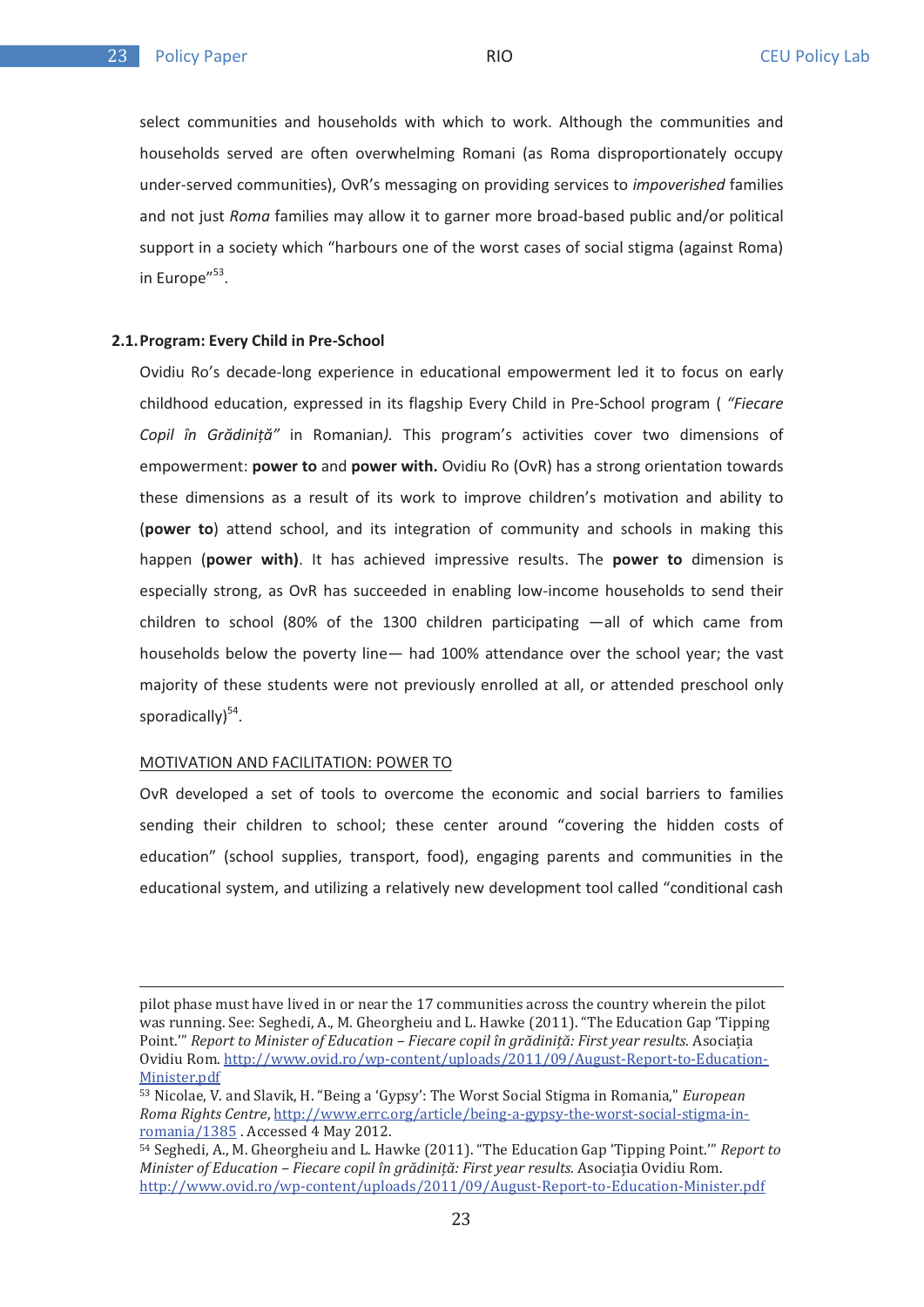select communities and households with which to work. Although the communities and households served are often overwhelming Romani (as Roma disproportionately occupy under-served communities), OvR's messaging on providing services to *impoverished* families and not just *Roma* families may allow it to garner more broad-based public and/or political support in a society which "harbours one of the worst cases of social stigma (against Roma) in Europe"[53].

## 2.1. Program: Every Child in Pre-School

Ovidiu Ro's decade-long experience in educational empowerment led it to focus on early childhood education, expressed in its flagship Every Child in Pre-School program ( *"Fiecare Copil în Grădiniță"* in Romanian*).* This program's activities cover two dimensions of empowerment: **power to** and **power with.** Ovidiu Ro (OvR) has a strong orientation towards these dimensions as a result of its work to improve children's motivation and ability to (**power to**) attend school, and its integration of community and schools in making this happen (**power with)**. It has achieved impressive results. The **power to** dimension is especially strong, as OvR has succeeded in enabling low-income households to send their children to school (80% of the 1300 children participating —all of which came from households below the poverty line— had 100% attendance over the school year; the vast majority of these students were not previously enrolled at all, or attended preschool only sporadically)[54].

MOTIVATION AND FACILITATION: POWER TO

OvR developed a set of tools to overcome the economic and social barriers to families sending their children to school; these center around "covering the hidden costs of education" (school supplies, transport, food), engaging parents and communities in the educational system, and utilizing a relatively new development tool called "conditional cash

---

pilot phase must have lived in or near the 17 communities across the country wherein the pilot was running. See: Seghedi, A., M. Gheorgheiu and L. Hawke (2011). "The Education Gap 'Tipping Point.'" *Report to Minister of Education – Fiecare copil în grădiniță: First year results.* Asociația Ovidiu Rom. http://www.ovid.ro/wp-content/uploads/2011/09/August-Report-to-Education-Minister.pdf

[53] Nicolae, V. and Slavik, H. "Being a 'Gypsy': The Worst Social Stigma in Romania," *European Roma Rights Centre*, http://www.errc.org/article/being-a-gypsy-the-worst-social-stigma-in-romania/1385 . Accessed 4 May 2012.

[54] Seghedi, A., M. Gheorgheiu and L. Hawke (2011). "The Education Gap 'Tipping Point.'" *Report to Minister of Education – Fiecare copil în grădiniță: First year results.* Asociația Ovidiu Rom. http://www.ovid.ro/wp-content/uploads/2011/09/August-Report-to-Education-Minister.pdf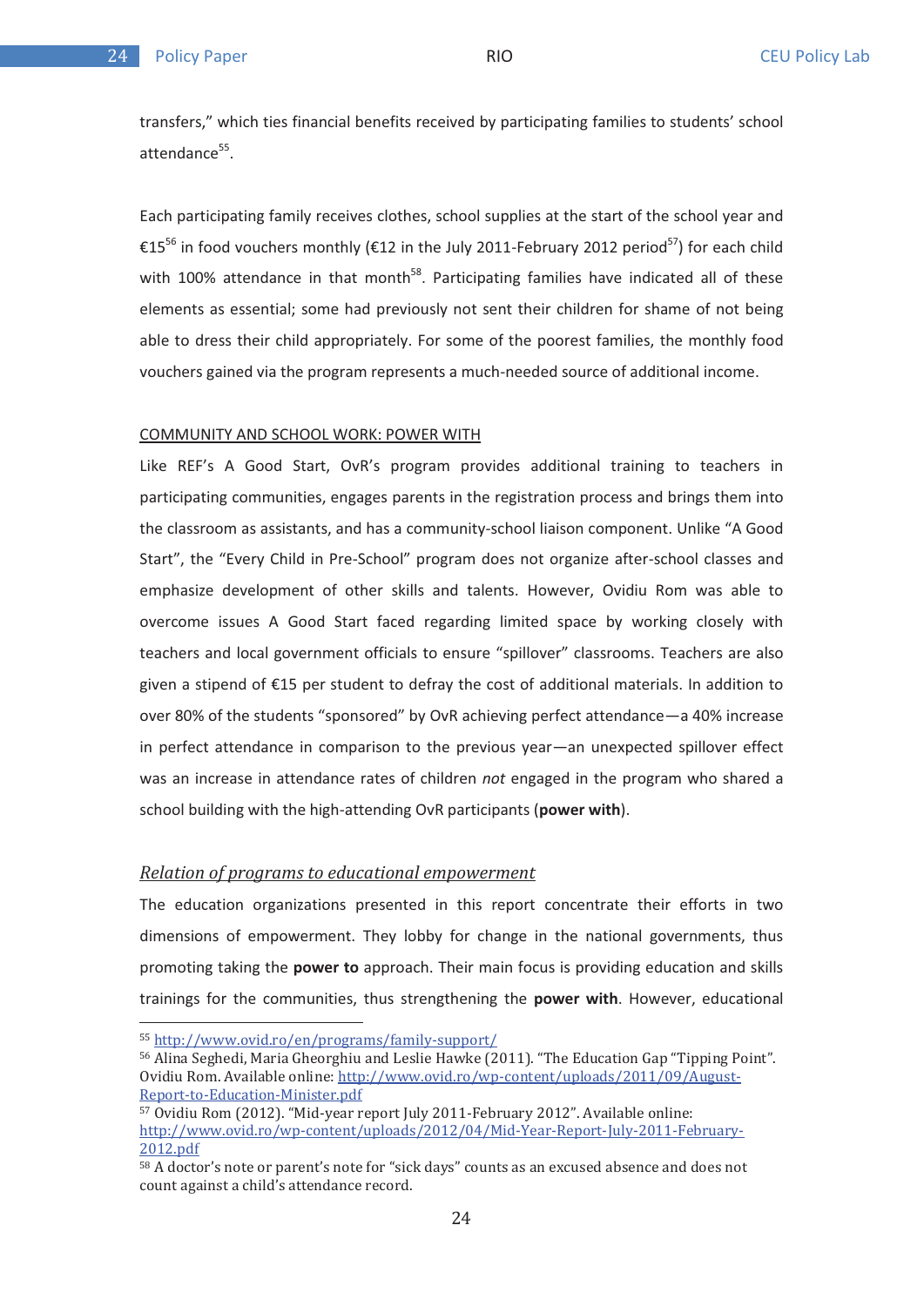transfers," which ties financial benefits received by participating families to students' school attendance[55].

Each participating family receives clothes, school supplies at the start of the school year and €15[56] in food vouchers monthly (€12 in the July 2011-February 2012 period[57]) for each child with 100% attendance in that month[58]. Participating families have indicated all of these elements as essential; some had previously not sent their children for shame of not being able to dress their child appropriately. For some of the poorest families, the monthly food vouchers gained via the program represents a much-needed source of additional income.

COMMUNITY AND SCHOOL WORK: POWER WITH

Like REF's A Good Start, OvR's program provides additional training to teachers in participating communities, engages parents in the registration process and brings them into the classroom as assistants, and has a community-school liaison component. Unlike "A Good Start", the "Every Child in Pre-School" program does not organize after-school classes and emphasize development of other skills and talents. However, Ovidiu Rom was able to overcome issues A Good Start faced regarding limited space by working closely with teachers and local government officials to ensure "spillover" classrooms. Teachers are also given a stipend of €15 per student to defray the cost of additional materials. In addition to over 80% of the students "sponsored" by OvR achieving perfect attendance—a 40% increase in perfect attendance in comparison to the previous year—an unexpected spillover effect was an increase in attendance rates of children *not* engaged in the program who shared a school building with the high-attending OvR participants (**power with**).

### *Relation of programs to educational empowerment*

The education organizations presented in this report concentrate their efforts in two dimensions of empowerment. They lobby for change in the national governments, thus promoting taking the **power to** approach. Their main focus is providing education and skills trainings for the communities, thus strengthening the **power with**. However, educational

---

[55] http://www.ovid.ro/en/programs/family-support/

[56] Alina Seghedi, Maria Gheorghiu and Leslie Hawke (2011). "The Education Gap "Tipping Point". Ovidiu Rom. Available online: http://www.ovid.ro/wp-content/uploads/2011/09/August-Report-to-Education-Minister.pdf

[57] Ovidiu Rom (2012). "Mid-year report July 2011-February 2012". Available online: http://www.ovid.ro/wp-content/uploads/2012/04/Mid-Year-Report-July-2011-February-2012.pdf

[58] A doctor's note or parent's note for "sick days" counts as an excused absence and does not count against a child's attendance record.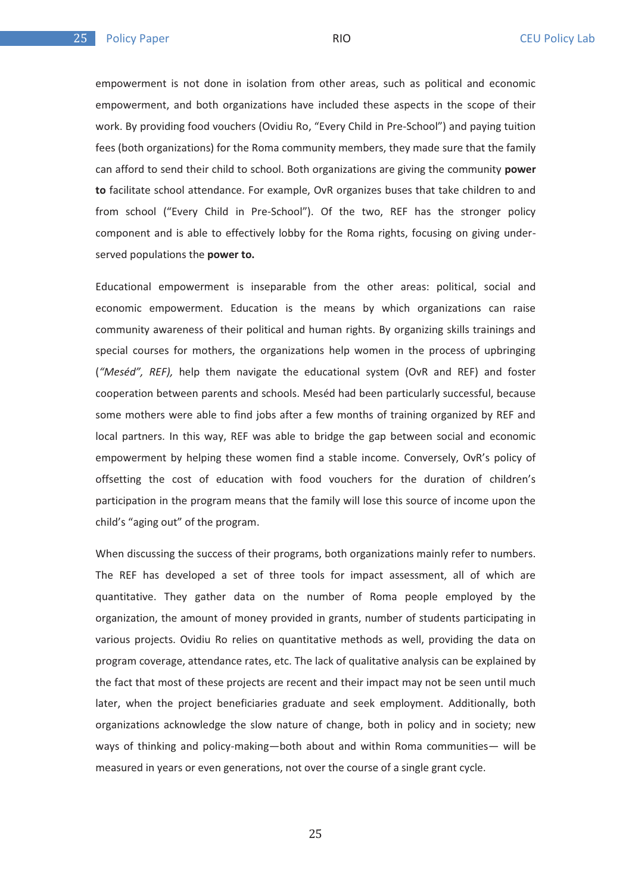empowerment is not done in isolation from other areas, such as political and economic empowerment, and both organizations have included these aspects in the scope of their work. By providing food vouchers (Ovidiu Ro, "Every Child in Pre-School") and paying tuition fees (both organizations) for the Roma community members, they made sure that the family can afford to send their child to school. Both organizations are giving the community **power to** facilitate school attendance. For example, OvR organizes buses that take children to and from school ("Every Child in Pre-School"). Of the two, REF has the stronger policy component and is able to effectively lobby for the Roma rights, focusing on giving under-served populations the **power to.**

Educational empowerment is inseparable from the other areas: political, social and economic empowerment. Education is the means by which organizations can raise community awareness of their political and human rights. By organizing skills trainings and special courses for mothers, the organizations help women in the process of upbringing (*"Meséd", REF),* help them navigate the educational system (OvR and REF) and foster cooperation between parents and schools. Meséd had been particularly successful, because some mothers were able to find jobs after a few months of training organized by REF and local partners. In this way, REF was able to bridge the gap between social and economic empowerment by helping these women find a stable income. Conversely, OvR's policy of offsetting the cost of education with food vouchers for the duration of children's participation in the program means that the family will lose this source of income upon the child's "aging out" of the program.

When discussing the success of their programs, both organizations mainly refer to numbers. The REF has developed a set of three tools for impact assessment, all of which are quantitative. They gather data on the number of Roma people employed by the organization, the amount of money provided in grants, number of students participating in various projects. Ovidiu Ro relies on quantitative methods as well, providing the data on program coverage, attendance rates, etc. The lack of qualitative analysis can be explained by the fact that most of these projects are recent and their impact may not be seen until much later, when the project beneficiaries graduate and seek employment. Additionally, both organizations acknowledge the slow nature of change, both in policy and in society; new ways of thinking and policy-making—both about and within Roma communities— will be measured in years or even generations, not over the course of a single grant cycle.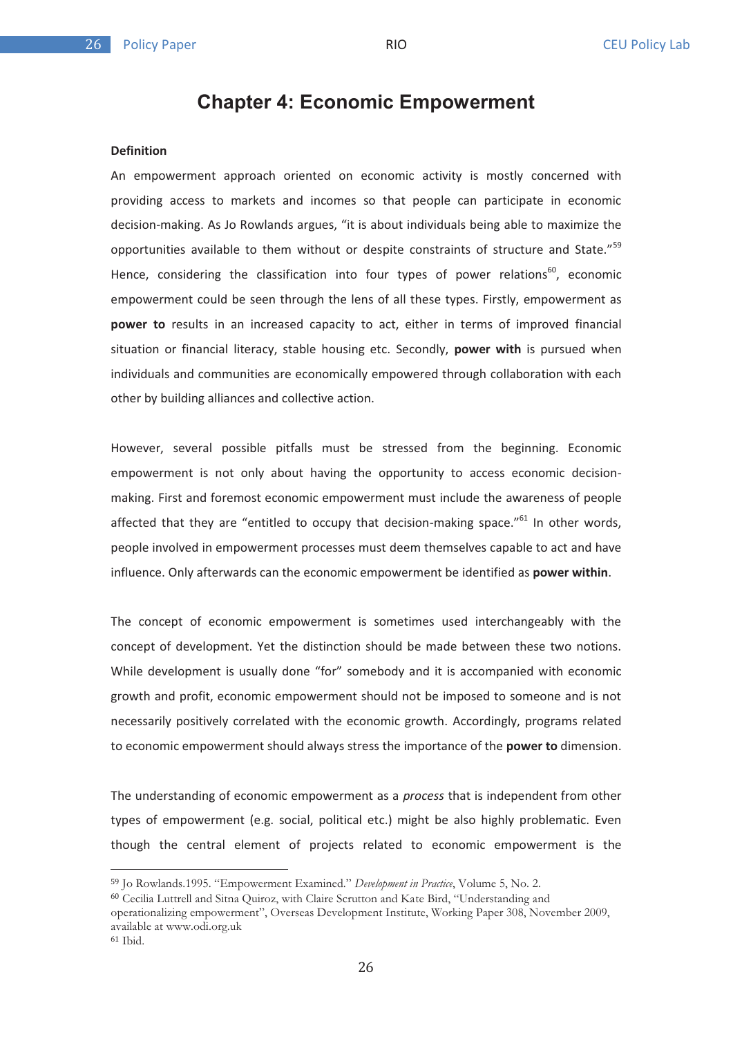# Chapter 4: Economic Empowerment

**Definition**

An empowerment approach oriented on economic activity is mostly concerned with providing access to markets and incomes so that people can participate in economic decision-making. As Jo Rowlands argues, "it is about individuals being able to maximize the opportunities available to them without or despite constraints of structure and State."[59] Hence, considering the classification into four types of power relations[60], economic empowerment could be seen through the lens of all these types. Firstly, empowerment as **power to** results in an increased capacity to act, either in terms of improved financial situation or financial literacy, stable housing etc. Secondly, **power with** is pursued when individuals and communities are economically empowered through collaboration with each other by building alliances and collective action.

However, several possible pitfalls must be stressed from the beginning. Economic empowerment is not only about having the opportunity to access economic decision-making. First and foremost economic empowerment must include the awareness of people affected that they are "entitled to occupy that decision-making space."[61] In other words, people involved in empowerment processes must deem themselves capable to act and have influence. Only afterwards can the economic empowerment be identified as **power within**.

The concept of economic empowerment is sometimes used interchangeably with the concept of development. Yet the distinction should be made between these two notions. While development is usually done "for" somebody and it is accompanied with economic growth and profit, economic empowerment should not be imposed to someone and is not necessarily positively correlated with the economic growth. Accordingly, programs related to economic empowerment should always stress the importance of the **power to** dimension.

The understanding of economic empowerment as a *process* that is independent from other types of empowerment (e.g. social, political etc.) might be also highly problematic. Even though the central element of projects related to economic empowerment is the

---

[59] Jo Rowlands.1995. "Empowerment Examined." *Development in Practice*, Volume 5, No. 2.

[60] Cecilia Luttrell and Sitna Quiroz, with Claire Scrutton and Kate Bird, "Understanding and operationalizing empowerment", Overseas Development Institute, Working Paper 308, November 2009, available at www.odi.org.uk

[61] Ibid.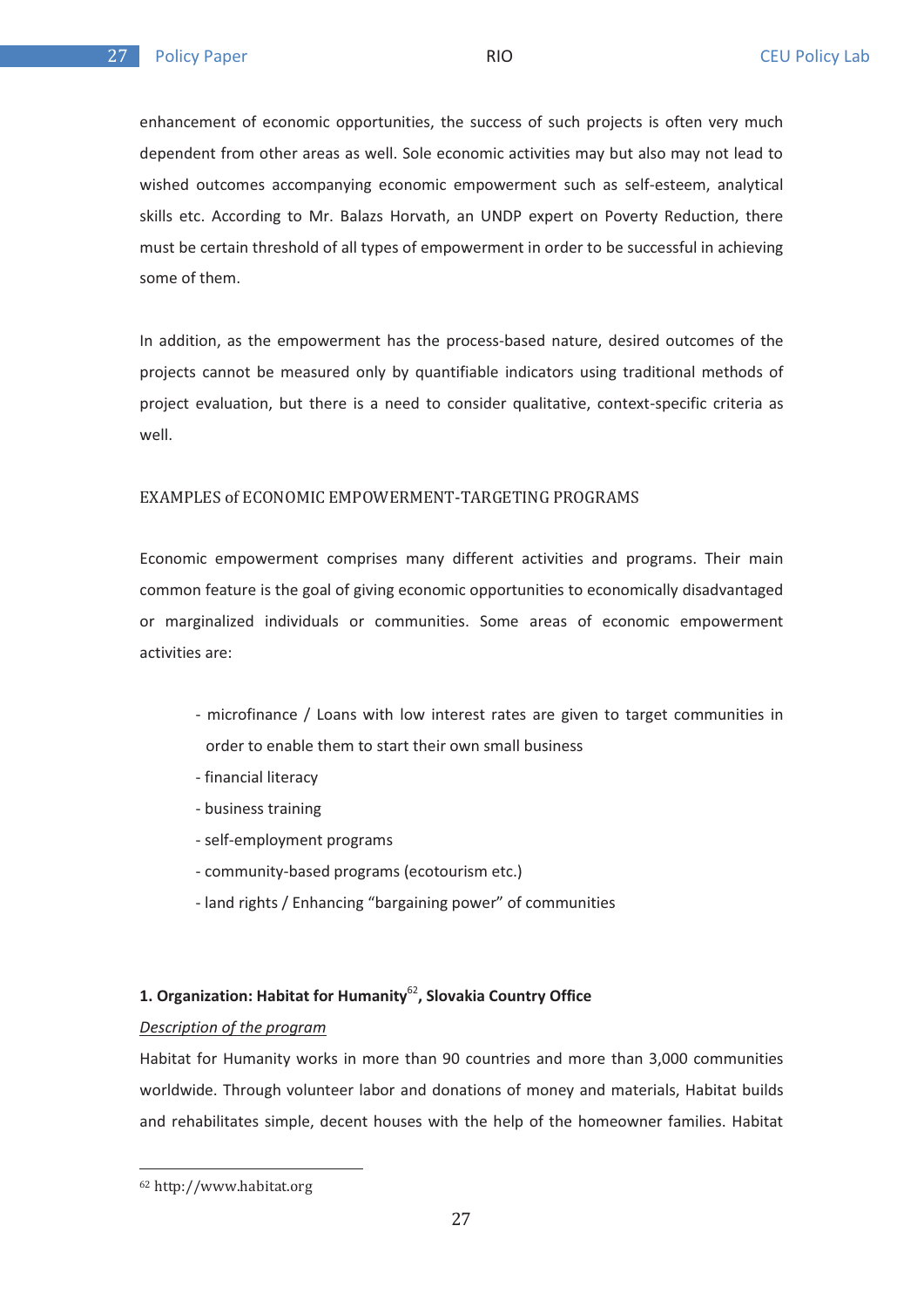enhancement of economic opportunities, the success of such projects is often very much dependent from other areas as well. Sole economic activities may but also may not lead to wished outcomes accompanying economic empowerment such as self-esteem, analytical skills etc. According to Mr. Balazs Horvath, an UNDP expert on Poverty Reduction, there must be certain threshold of all types of empowerment in order to be successful in achieving some of them.

In addition, as the empowerment has the process-based nature, desired outcomes of the projects cannot be measured only by quantifiable indicators using traditional methods of project evaluation, but there is a need to consider qualitative, context-specific criteria as well.

### EXAMPLES of ECONOMIC EMPOWERMENT-TARGETING PROGRAMS

Economic empowerment comprises many different activities and programs. Their main common feature is the goal of giving economic opportunities to economically disadvantaged or marginalized individuals or communities. Some areas of economic empowerment activities are:

- microfinance / Loans with low interest rates are given to target communities in order to enable them to start their own small business
- financial literacy
- business training
- self-employment programs
- community-based programs (ecotourism etc.)
- land rights / Enhancing "bargaining power" of communities

#### 1. Organization: Habitat for Humanity[62], Slovakia Country Office

*Description of the program*

Habitat for Humanity works in more than 90 countries and more than 3,000 communities worldwide. Through volunteer labor and donations of money and materials, Habitat builds and rehabilitates simple, decent houses with the help of the homeowner families. Habitat

[62] http://www.habitat.org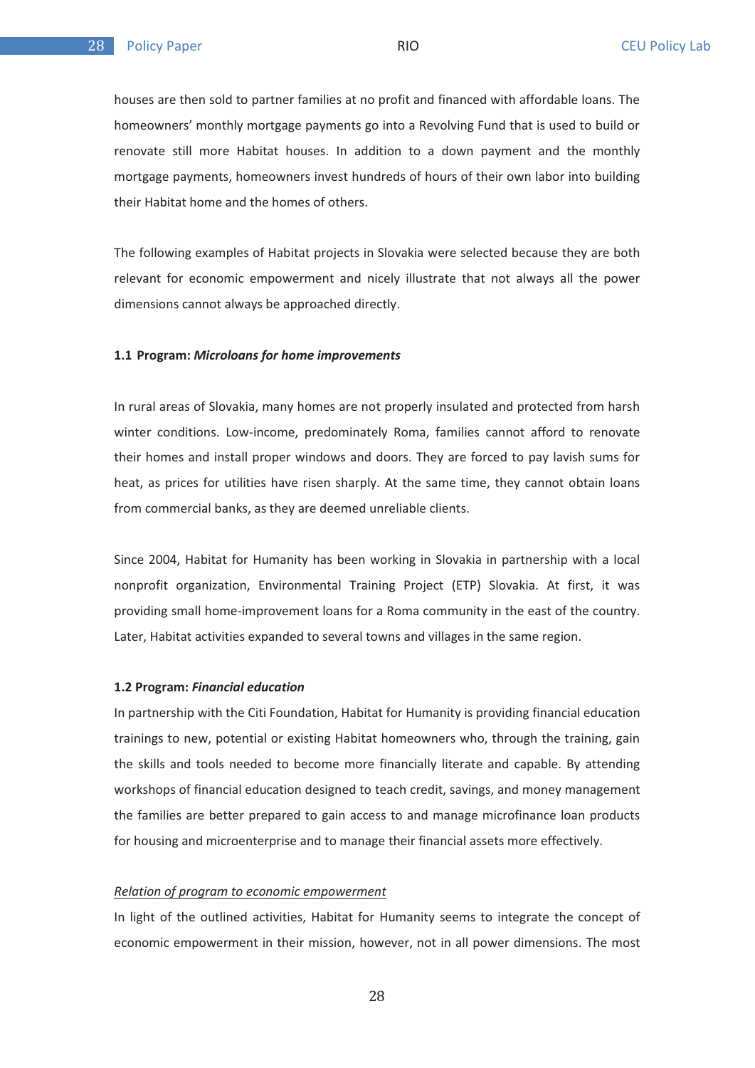houses are then sold to partner families at no profit and financed with affordable loans. The homeowners' monthly mortgage payments go into a Revolving Fund that is used to build or renovate still more Habitat houses. In addition to a down payment and the monthly mortgage payments, homeowners invest hundreds of hours of their own labor into building their Habitat home and the homes of others.

The following examples of Habitat projects in Slovakia were selected because they are both relevant for economic empowerment and nicely illustrate that not always all the power dimensions cannot always be approached directly.

#### 1.1 Program: *Microloans for home improvements*

In rural areas of Slovakia, many homes are not properly insulated and protected from harsh winter conditions. Low-income, predominately Roma, families cannot afford to renovate their homes and install proper windows and doors. They are forced to pay lavish sums for heat, as prices for utilities have risen sharply. At the same time, they cannot obtain loans from commercial banks, as they are deemed unreliable clients.

Since 2004, Habitat for Humanity has been working in Slovakia in partnership with a local nonprofit organization, Environmental Training Project (ETP) Slovakia. At first, it was providing small home-improvement loans for a Roma community in the east of the country. Later, Habitat activities expanded to several towns and villages in the same region.

#### 1.2 Program: *Financial education*

In partnership with the Citi Foundation, Habitat for Humanity is providing financial education trainings to new, potential or existing Habitat homeowners who, through the training, gain the skills and tools needed to become more financially literate and capable. By attending workshops of financial education designed to teach credit, savings, and money management the families are better prepared to gain access to and manage microfinance loan products for housing and microenterprise and to manage their financial assets more effectively.

*Relation of program to economic empowerment*

In light of the outlined activities, Habitat for Humanity seems to integrate the concept of economic empowerment in their mission, however, not in all power dimensions. The most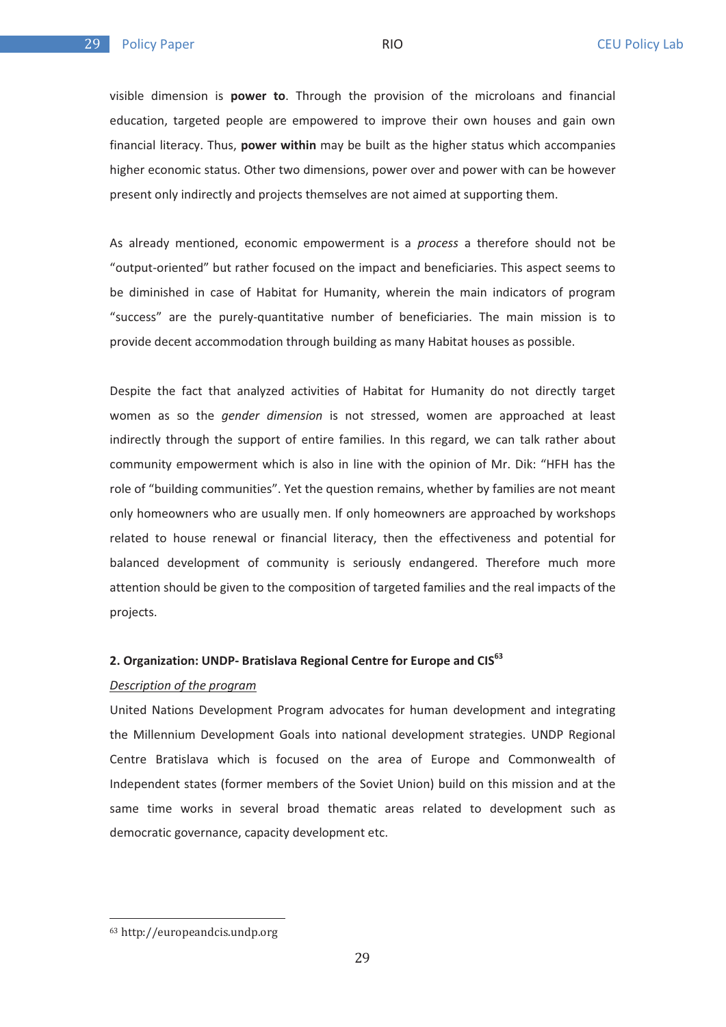visible dimension is **power to**. Through the provision of the microloans and financial education, targeted people are empowered to improve their own houses and gain own financial literacy. Thus, **power within** may be built as the higher status which accompanies higher economic status. Other two dimensions, power over and power with can be however present only indirectly and projects themselves are not aimed at supporting them.

As already mentioned, economic empowerment is a *process* a therefore should not be "output-oriented" but rather focused on the impact and beneficiaries. This aspect seems to be diminished in case of Habitat for Humanity, wherein the main indicators of program "success" are the purely-quantitative number of beneficiaries. The main mission is to provide decent accommodation through building as many Habitat houses as possible.

Despite the fact that analyzed activities of Habitat for Humanity do not directly target women as so the *gender dimension* is not stressed, women are approached at least indirectly through the support of entire families. In this regard, we can talk rather about community empowerment which is also in line with the opinion of Mr. Dik: "HFH has the role of "building communities". Yet the question remains, whether by families are not meant only homeowners who are usually men. If only homeowners are approached by workshops related to house renewal or financial literacy, then the effectiveness and potential for balanced development of community is seriously endangered. Therefore much more attention should be given to the composition of targeted families and the real impacts of the projects.

**2. Organization: UNDP- Bratislava Regional Centre for Europe and CIS**[63]

<u>*Description of the program*</u>

United Nations Development Program advocates for human development and integrating the Millennium Development Goals into national development strategies. UNDP Regional Centre Bratislava which is focused on the area of Europe and Commonwealth of Independent states (former members of the Soviet Union) build on this mission and at the same time works in several broad thematic areas related to development such as democratic governance, capacity development etc.

---

[63] http://europeandcis.undp.org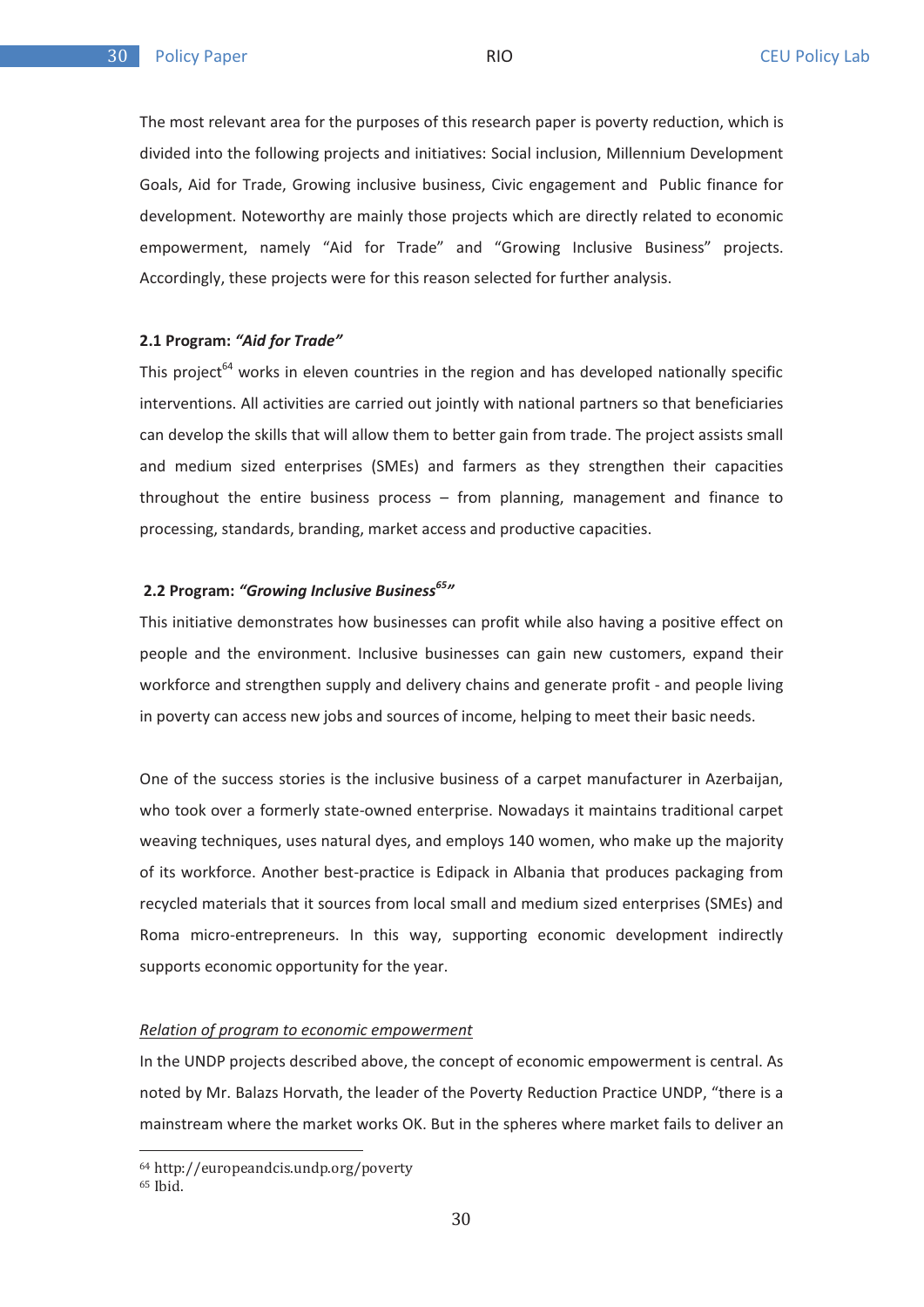The most relevant area for the purposes of this research paper is poverty reduction, which is divided into the following projects and initiatives: Social inclusion, Millennium Development Goals, Aid for Trade, Growing inclusive business, Civic engagement and Public finance for development. Noteworthy are mainly those projects which are directly related to economic empowerment, namely "Aid for Trade" and "Growing Inclusive Business" projects. Accordingly, these projects were for this reason selected for further analysis.

### 2.1 Program: *"Aid for Trade"*

This project[64] works in eleven countries in the region and has developed nationally specific interventions. All activities are carried out jointly with national partners so that beneficiaries can develop the skills that will allow them to better gain from trade. The project assists small and medium sized enterprises (SMEs) and farmers as they strengthen their capacities throughout the entire business process – from planning, management and finance to processing, standards, branding, market access and productive capacities.

### 2.2 Program: *"Growing Inclusive Business[65]"*

This initiative demonstrates how businesses can profit while also having a positive effect on people and the environment. Inclusive businesses can gain new customers, expand their workforce and strengthen supply and delivery chains and generate profit - and people living in poverty can access new jobs and sources of income, helping to meet their basic needs.

One of the success stories is the inclusive business of a carpet manufacturer in Azerbaijan, who took over a formerly state-owned enterprise. Nowadays it maintains traditional carpet weaving techniques, uses natural dyes, and employs 140 women, who make up the majority of its workforce. Another best-practice is Edipack in Albania that produces packaging from recycled materials that it sources from local small and medium sized enterprises (SMEs) and Roma micro-entrepreneurs. In this way, supporting economic development indirectly supports economic opportunity for the year.

*Relation of program to economic empowerment*

In the UNDP projects described above, the concept of economic empowerment is central. As noted by Mr. Balazs Horvath, the leader of the Poverty Reduction Practice UNDP, "there is a mainstream where the market works OK. But in the spheres where market fails to deliver an

---

[64] http://europeandcis.undp.org/poverty

[65] Ibid.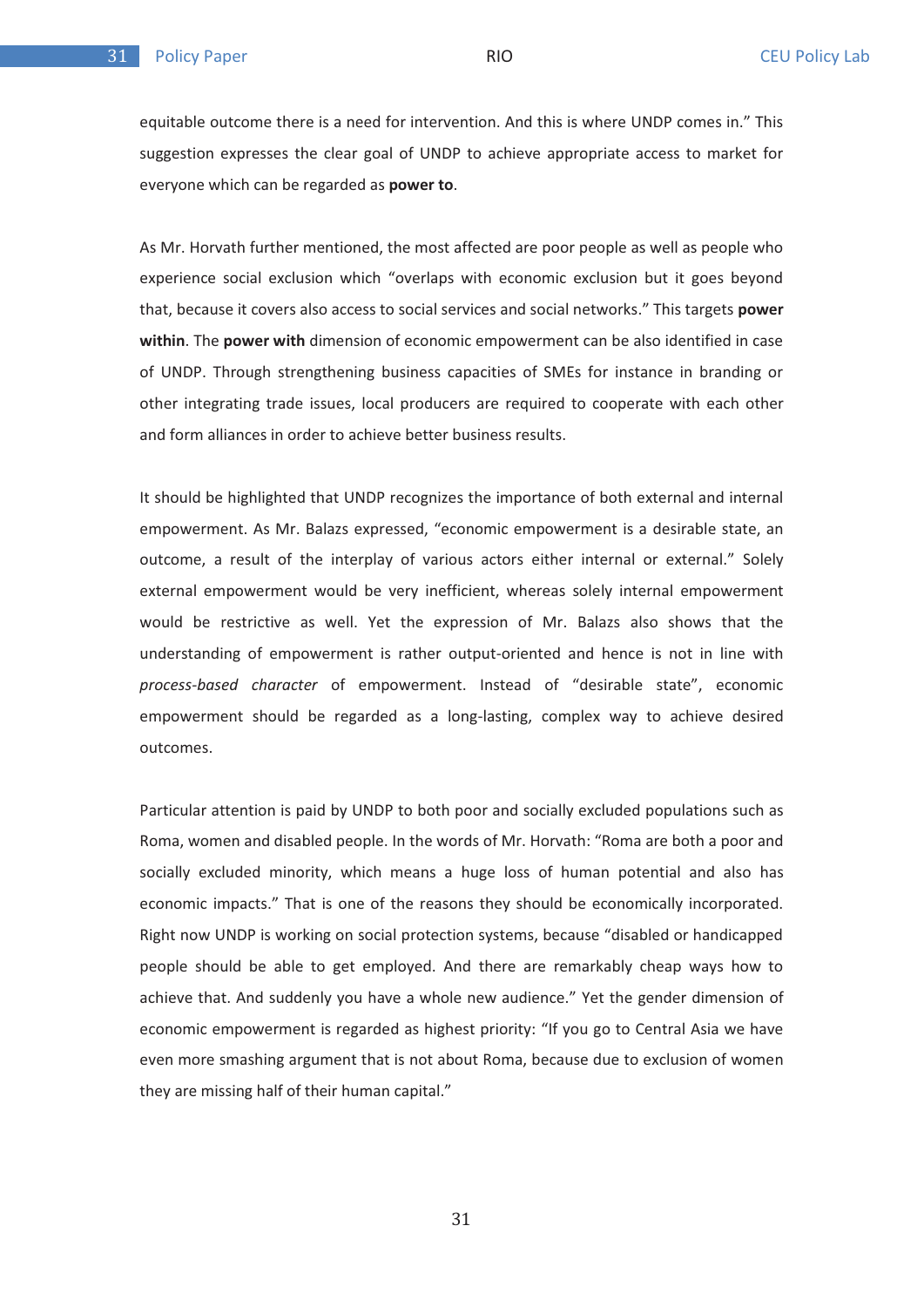equitable outcome there is a need for intervention. And this is where UNDP comes in." This suggestion expresses the clear goal of UNDP to achieve appropriate access to market for everyone which can be regarded as **power to**.

As Mr. Horvath further mentioned, the most affected are poor people as well as people who experience social exclusion which "overlaps with economic exclusion but it goes beyond that, because it covers also access to social services and social networks." This targets **power within**. The **power with** dimension of economic empowerment can be also identified in case of UNDP. Through strengthening business capacities of SMEs for instance in branding or other integrating trade issues, local producers are required to cooperate with each other and form alliances in order to achieve better business results.

It should be highlighted that UNDP recognizes the importance of both external and internal empowerment. As Mr. Balazs expressed, "economic empowerment is a desirable state, an outcome, a result of the interplay of various actors either internal or external." Solely external empowerment would be very inefficient, whereas solely internal empowerment would be restrictive as well. Yet the expression of Mr. Balazs also shows that the understanding of empowerment is rather output-oriented and hence is not in line with *process-based character* of empowerment. Instead of "desirable state", economic empowerment should be regarded as a long-lasting, complex way to achieve desired outcomes.

Particular attention is paid by UNDP to both poor and socially excluded populations such as Roma, women and disabled people. In the words of Mr. Horvath: "Roma are both a poor and socially excluded minority, which means a huge loss of human potential and also has economic impacts." That is one of the reasons they should be economically incorporated. Right now UNDP is working on social protection systems, because "disabled or handicapped people should be able to get employed. And there are remarkably cheap ways how to achieve that. And suddenly you have a whole new audience." Yet the gender dimension of economic empowerment is regarded as highest priority: "If you go to Central Asia we have even more smashing argument that is not about Roma, because due to exclusion of women they are missing half of their human capital."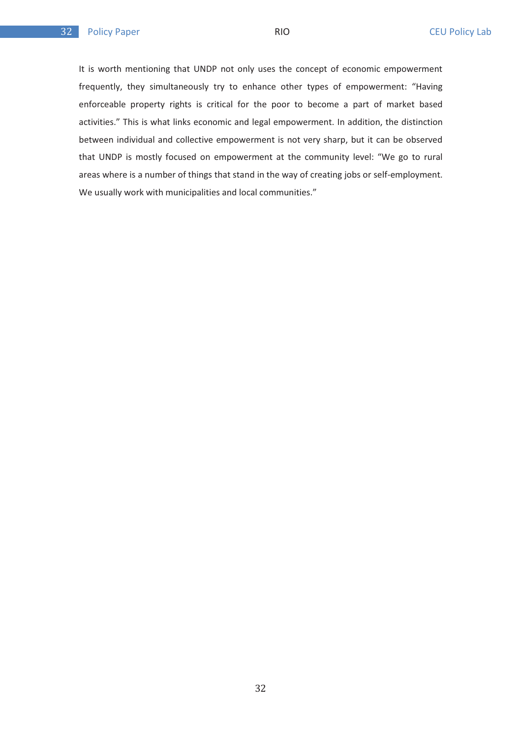It is worth mentioning that UNDP not only uses the concept of economic empowerment frequently, they simultaneously try to enhance other types of empowerment: “Having enforceable property rights is critical for the poor to become a part of market based activities.” This is what links economic and legal empowerment. In addition, the distinction between individual and collective empowerment is not very sharp, but it can be observed that UNDP is mostly focused on empowerment at the community level: “We go to rural areas where is a number of things that stand in the way of creating jobs or self-employment. We usually work with municipalities and local communities.”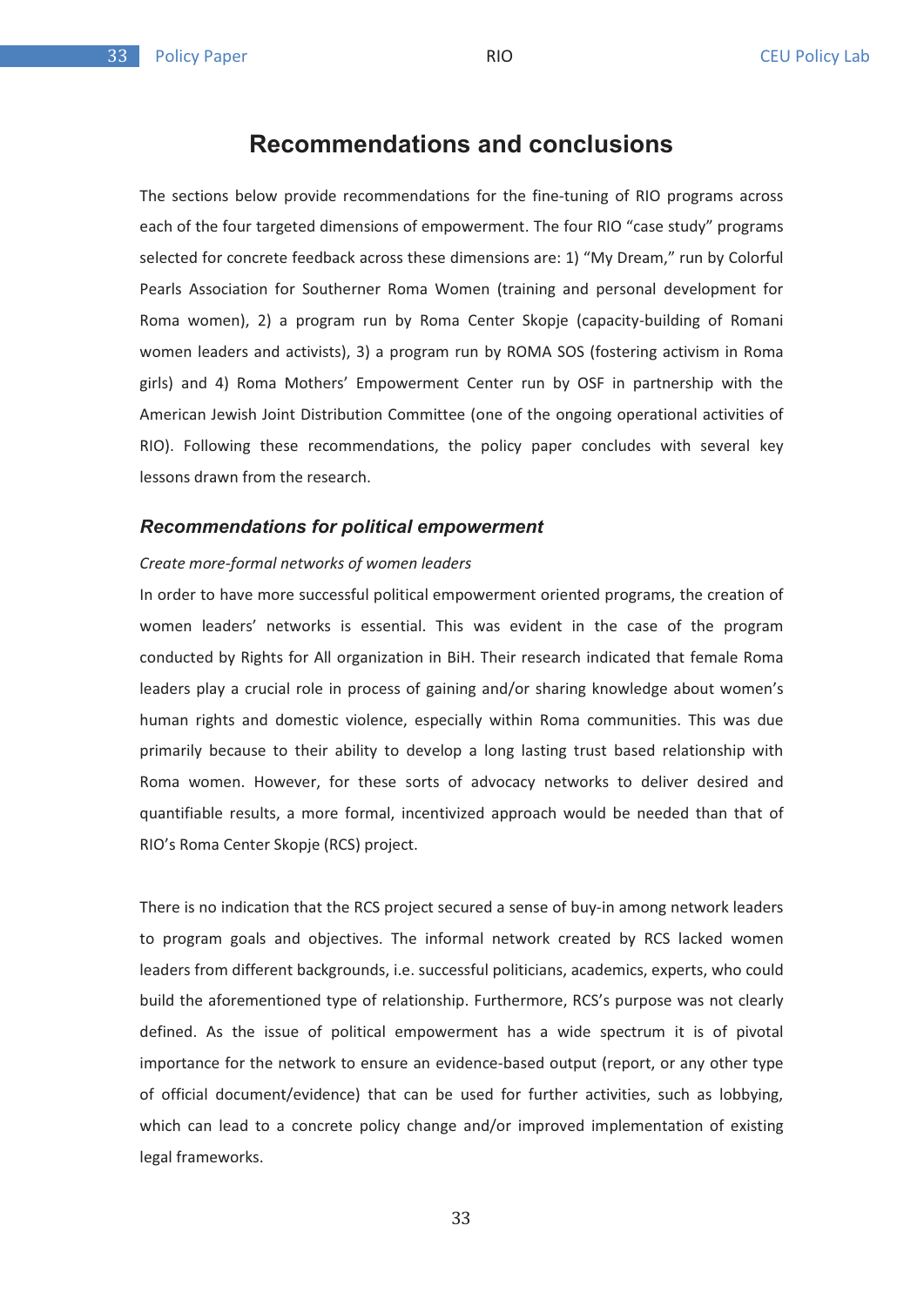## Recommendations and conclusions

The sections below provide recommendations for the fine-tuning of RIO programs across each of the four targeted dimensions of empowerment. The four RIO "case study" programs selected for concrete feedback across these dimensions are: 1) "My Dream," run by Colorful Pearls Association for Southerner Roma Women (training and personal development for Roma women), 2) a program run by Roma Center Skopje (capacity-building of Romani women leaders and activists), 3) a program run by ROMA SOS (fostering activism in Roma girls) and 4) Roma Mothers' Empowerment Center run by OSF in partnership with the American Jewish Joint Distribution Committee (one of the ongoing operational activities of RIO). Following these recommendations, the policy paper concludes with several key lessons drawn from the research.

### *Recommendations for political empowerment*

*Create more-formal networks of women leaders*

In order to have more successful political empowerment oriented programs, the creation of women leaders' networks is essential. This was evident in the case of the program conducted by Rights for All organization in BiH. Their research indicated that female Roma leaders play a crucial role in process of gaining and/or sharing knowledge about women's human rights and domestic violence, especially within Roma communities. This was due primarily because to their ability to develop a long lasting trust based relationship with Roma women. However, for these sorts of advocacy networks to deliver desired and quantifiable results, a more formal, incentivized approach would be needed than that of RIO's Roma Center Skopje (RCS) project.

There is no indication that the RCS project secured a sense of buy-in among network leaders to program goals and objectives. The informal network created by RCS lacked women leaders from different backgrounds, i.e. successful politicians, academics, experts, who could build the aforementioned type of relationship. Furthermore, RCS's purpose was not clearly defined. As the issue of political empowerment has a wide spectrum it is of pivotal importance for the network to ensure an evidence-based output (report, or any other type of official document/evidence) that can be used for further activities, such as lobbying, which can lead to a concrete policy change and/or improved implementation of existing legal frameworks.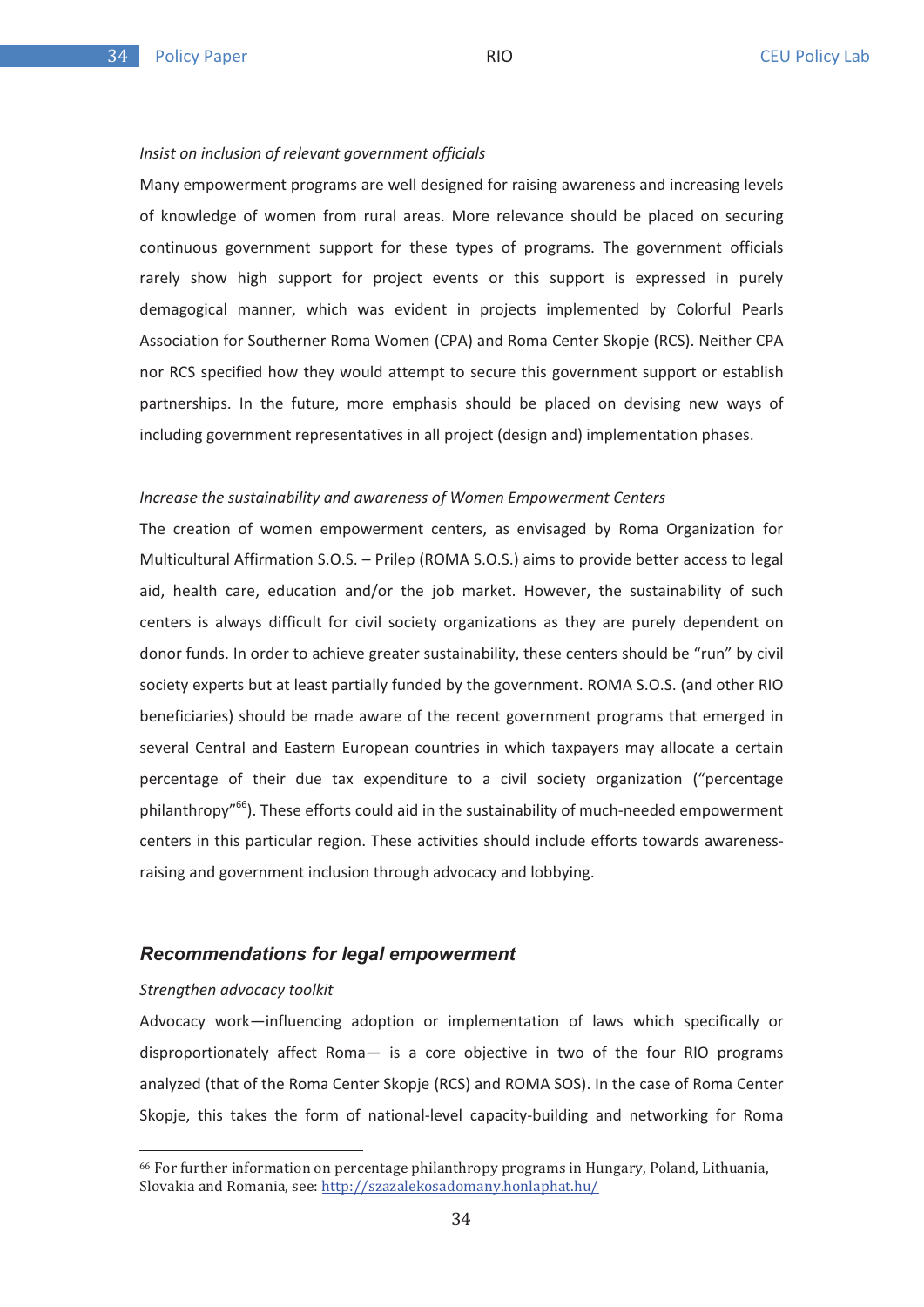*Insist on inclusion of relevant government officials*

Many empowerment programs are well designed for raising awareness and increasing levels of knowledge of women from rural areas. More relevance should be placed on securing continuous government support for these types of programs. The government officials rarely show high support for project events or this support is expressed in purely demagogical manner, which was evident in projects implemented by Colorful Pearls Association for Southerner Roma Women (CPA) and Roma Center Skopje (RCS). Neither CPA nor RCS specified how they would attempt to secure this government support or establish partnerships. In the future, more emphasis should be placed on devising new ways of including government representatives in all project (design and) implementation phases.

*Increase the sustainability and awareness of Women Empowerment Centers*

The creation of women empowerment centers, as envisaged by Roma Organization for Multicultural Affirmation S.O.S. – Prilep (ROMA S.O.S.) aims to provide better access to legal aid, health care, education and/or the job market. However, the sustainability of such centers is always difficult for civil society organizations as they are purely dependent on donor funds. In order to achieve greater sustainability, these centers should be "run" by civil society experts but at least partially funded by the government. ROMA S.O.S. (and other RIO beneficiaries) should be made aware of the recent government programs that emerged in several Central and Eastern European countries in which taxpayers may allocate a certain percentage of their due tax expenditure to a civil society organization ("percentage philanthropy"[66]). These efforts could aid in the sustainability of much-needed empowerment centers in this particular region. These activities should include efforts towards awareness-raising and government inclusion through advocacy and lobbying.

## Recommendations for legal empowerment

*Strengthen advocacy toolkit*

Advocacy work—influencing adoption or implementation of laws which specifically or disproportionately affect Roma— is a core objective in two of the four RIO programs analyzed (that of the Roma Center Skopje (RCS) and ROMA SOS). In the case of Roma Center Skopje, this takes the form of national-level capacity-building and networking for Roma

---

[66] For further information on percentage philanthropy programs in Hungary, Poland, Lithuania, Slovakia and Romania, see: http://szazalekosadomany.honlaphat.hu/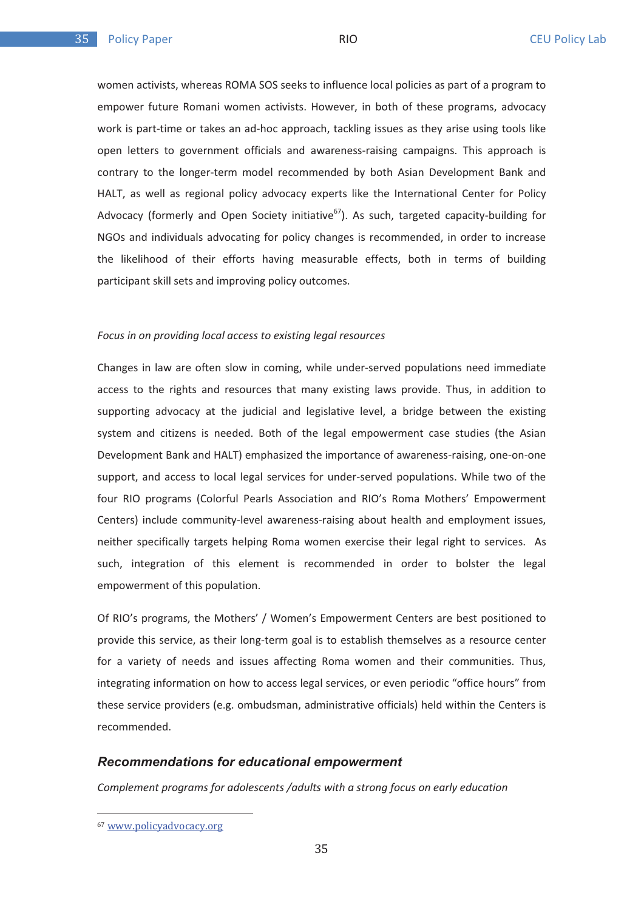women activists, whereas ROMA SOS seeks to influence local policies as part of a program to empower future Romani women activists. However, in both of these programs, advocacy work is part-time or takes an ad-hoc approach, tackling issues as they arise using tools like open letters to government officials and awareness-raising campaigns. This approach is contrary to the longer-term model recommended by both Asian Development Bank and HALT, as well as regional policy advocacy experts like the International Center for Policy Advocacy (formerly and Open Society initiative[67]). As such, targeted capacity-building for NGOs and individuals advocating for policy changes is recommended, in order to increase the likelihood of their efforts having measurable effects, both in terms of building participant skill sets and improving policy outcomes.

*Focus in on providing local access to existing legal resources*

Changes in law are often slow in coming, while under-served populations need immediate access to the rights and resources that many existing laws provide. Thus, in addition to supporting advocacy at the judicial and legislative level, a bridge between the existing system and citizens is needed. Both of the legal empowerment case studies (the Asian Development Bank and HALT) emphasized the importance of awareness-raising, one-on-one support, and access to local legal services for under-served populations. While two of the four RIO programs (Colorful Pearls Association and RIO's Roma Mothers' Empowerment Centers) include community-level awareness-raising about health and employment issues, neither specifically targets helping Roma women exercise their legal right to services. As such, integration of this element is recommended in order to bolster the legal empowerment of this population.

Of RIO's programs, the Mothers' / Women's Empowerment Centers are best positioned to provide this service, as their long-term goal is to establish themselves as a resource center for a variety of needs and issues affecting Roma women and their communities. Thus, integrating information on how to access legal services, or even periodic "office hours" from these service providers (e.g. ombudsman, administrative officials) held within the Centers is recommended.

### Recommendations for educational empowerment

*Complement programs for adolescents /adults with a strong focus on early education*

---

[67] www.policyadvocacy.org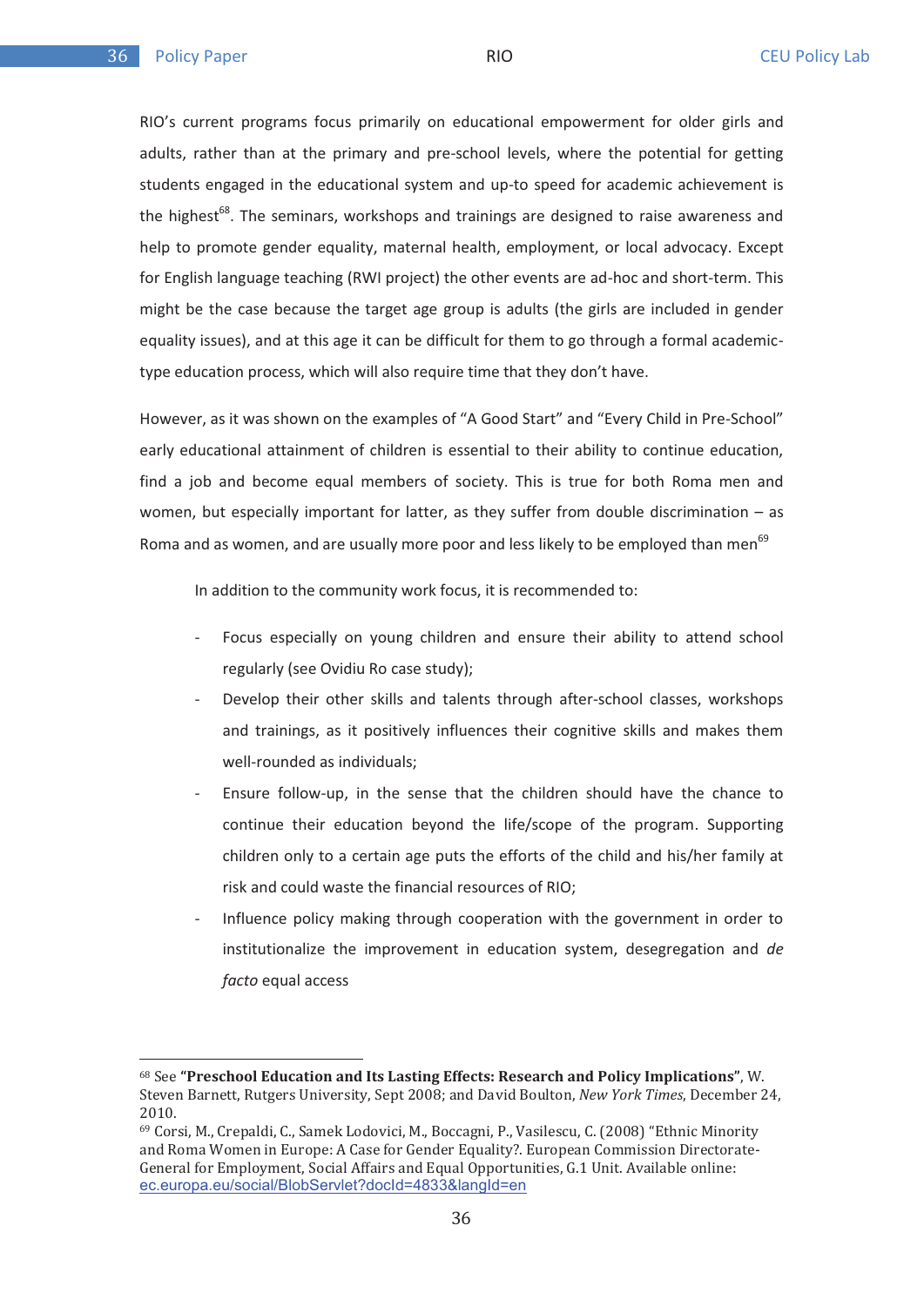RIO's current programs focus primarily on educational empowerment for older girls and adults, rather than at the primary and pre-school levels, where the potential for getting students engaged in the educational system and up-to speed for academic achievement is the highest[68]. The seminars, workshops and trainings are designed to raise awareness and help to promote gender equality, maternal health, employment, or local advocacy. Except for English language teaching (RWI project) the other events are ad-hoc and short-term. This might be the case because the target age group is adults (the girls are included in gender equality issues), and at this age it can be difficult for them to go through a formal academic-type education process, which will also require time that they don't have.

However, as it was shown on the examples of "A Good Start" and "Every Child in Pre-School" early educational attainment of children is essential to their ability to continue education, find a job and become equal members of society. This is true for both Roma men and women, but especially important for latter, as they suffer from double discrimination – as Roma and as women, and are usually more poor and less likely to be employed than men[69]

In addition to the community work focus, it is recommended to:

- Focus especially on young children and ensure their ability to attend school regularly (see Ovidiu Ro case study);
- Develop their other skills and talents through after-school classes, workshops and trainings, as it positively influences their cognitive skills and makes them well-rounded as individuals;
- Ensure follow-up, in the sense that the children should have the chance to continue their education beyond the life/scope of the program. Supporting children only to a certain age puts the efforts of the child and his/her family at risk and could waste the financial resources of RIO;
- Influence policy making through cooperation with the government in order to institutionalize the improvement in education system, desegregation and *de facto* equal access

---

[68] See **"Preschool Education and Its Lasting Effects: Research and Policy Implications"**, W. Steven Barnett, Rutgers University, Sept 2008; and David Boulton, *New York Times*, December 24, 2010.

[69] Corsi, M., Crepaldi, C., Samek Lodovici, M., Boccagni, P., Vasilescu, C. (2008) "Ethnic Minority and Roma Women in Europe: A Case for Gender Equality?. European Commission Directorate-General for Employment, Social Affairs and Equal Opportunities, G.1 Unit. Available online: ec.europa.eu/social/BlobServlet?docId=4833&langId=en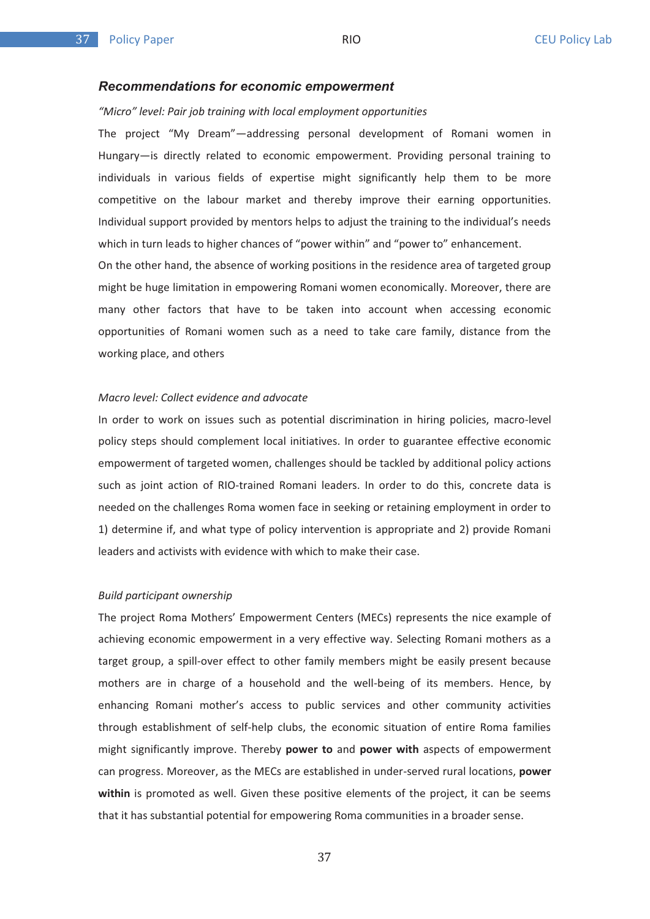### *Recommendations for economic empowerment*

*"Micro" level: Pair job training with local employment opportunities*

The project "My Dream"—addressing personal development of Romani women in Hungary—is directly related to economic empowerment. Providing personal training to individuals in various fields of expertise might significantly help them to be more competitive on the labour market and thereby improve their earning opportunities. Individual support provided by mentors helps to adjust the training to the individual's needs which in turn leads to higher chances of "power within" and "power to" enhancement.
On the other hand, the absence of working positions in the residence area of targeted group might be huge limitation in empowering Romani women economically. Moreover, there are many other factors that have to be taken into account when accessing economic opportunities of Romani women such as a need to take care family, distance from the working place, and others

*Macro level: Collect evidence and advocate*

In order to work on issues such as potential discrimination in hiring policies, macro-level policy steps should complement local initiatives. In order to guarantee effective economic empowerment of targeted women, challenges should be tackled by additional policy actions such as joint action of RIO-trained Romani leaders. In order to do this, concrete data is needed on the challenges Roma women face in seeking or retaining employment in order to 1) determine if, and what type of policy intervention is appropriate and 2) provide Romani leaders and activists with evidence with which to make their case.

*Build participant ownership*

The project Roma Mothers' Empowerment Centers (MECs) represents the nice example of achieving economic empowerment in a very effective way. Selecting Romani mothers as a target group, a spill-over effect to other family members might be easily present because mothers are in charge of a household and the well-being of its members. Hence, by enhancing Romani mother's access to public services and other community activities through establishment of self-help clubs, the economic situation of entire Roma families might significantly improve. Thereby **power to** and **power with** aspects of empowerment can progress. Moreover, as the MECs are established in under-served rural locations, **power within** is promoted as well. Given these positive elements of the project, it can be seems that it has substantial potential for empowering Roma communities in a broader sense.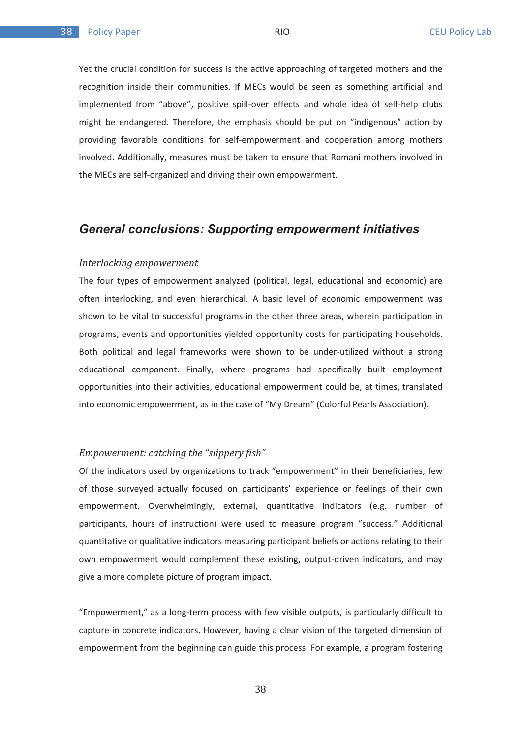Yet the crucial condition for success is the active approaching of targeted mothers and the recognition inside their communities. If MECs would be seen as something artificial and implemented from "above", positive spill-over effects and whole idea of self-help clubs might be endangered. Therefore, the emphasis should be put on "indigenous" action by providing favorable conditions for self-empowerment and cooperation among mothers involved. Additionally, measures must be taken to ensure that Romani mothers involved in the MECs are self-organized and driving their own empowerment.

## *General conclusions: Supporting empowerment initiatives*

### *Interlocking empowerment*

The four types of empowerment analyzed (political, legal, educational and economic) are often interlocking, and even hierarchical. A basic level of economic empowerment was shown to be vital to successful programs in the other three areas, wherein participation in programs, events and opportunities yielded opportunity costs for participating households. Both political and legal frameworks were shown to be under-utilized without a strong educational component. Finally, where programs had specifically built employment opportunities into their activities, educational empowerment could be, at times, translated into economic empowerment, as in the case of "My Dream" (Colorful Pearls Association).

### *Empowerment: catching the "slippery fish"*

Of the indicators used by organizations to track "empowerment" in their beneficiaries, few of those surveyed actually focused on participants' experience or feelings of their own empowerment. Overwhelmingly, external, quantitative indicators (e.g. number of participants, hours of instruction) were used to measure program "success." Additional quantitative or qualitative indicators measuring participant beliefs or actions relating to their own empowerment would complement these existing, output-driven indicators, and may give a more complete picture of program impact.

"Empowerment," as a long-term process with few visible outputs, is particularly difficult to capture in concrete indicators. However, having a clear vision of the targeted dimension of empowerment from the beginning can guide this process. For example, a program fostering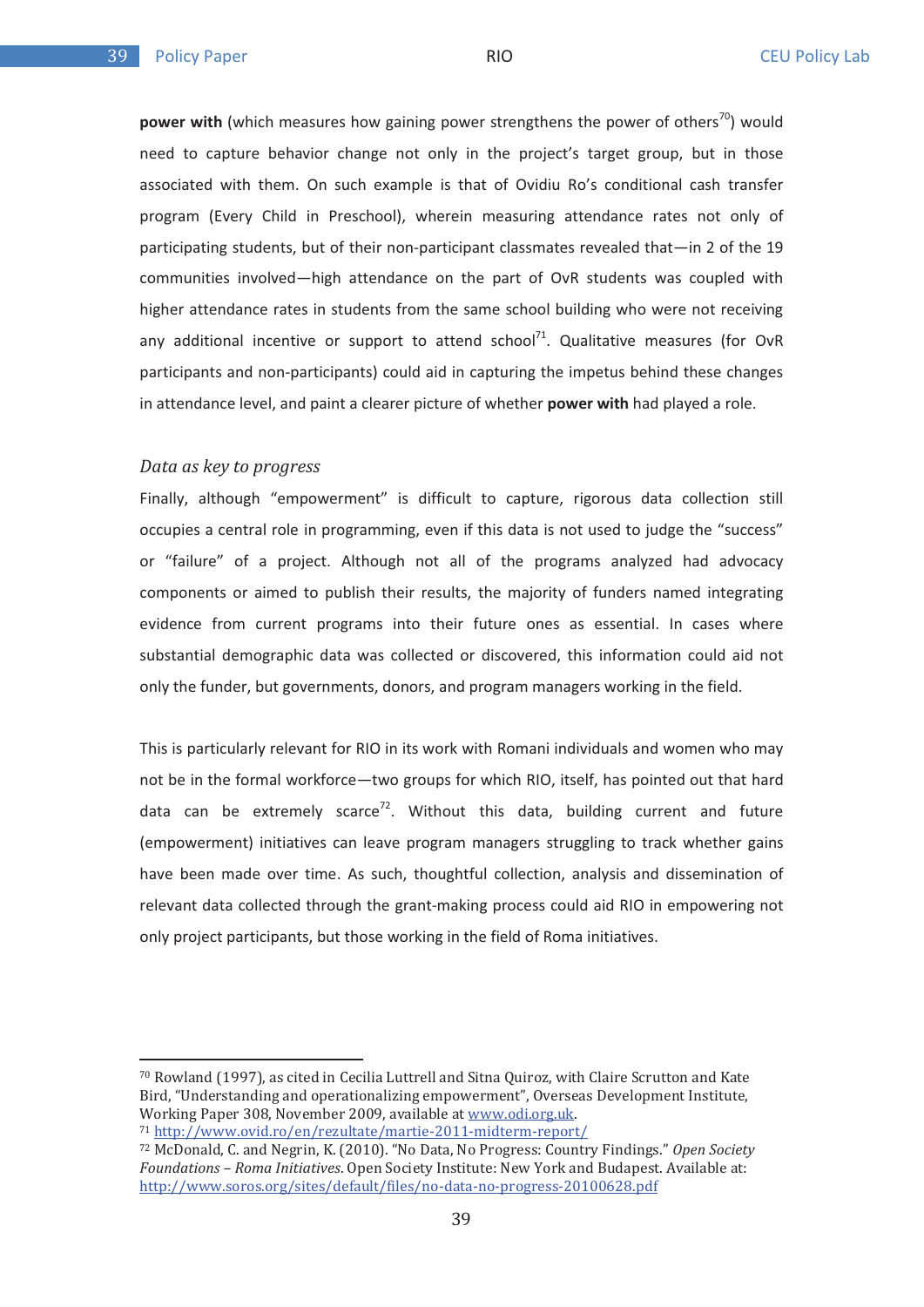**power with** (which measures how gaining power strengthens the power of others[70]) would need to capture behavior change not only in the project's target group, but in those associated with them. On such example is that of Ovidiu Ro's conditional cash transfer program (Every Child in Preschool), wherein measuring attendance rates not only of participating students, but of their non-participant classmates revealed that—in 2 of the 19 communities involved—high attendance on the part of OvR students was coupled with higher attendance rates in students from the same school building who were not receiving any additional incentive or support to attend school[71]. Qualitative measures (for OvR participants and non-participants) could aid in capturing the impetus behind these changes in attendance level, and paint a clearer picture of whether **power with** had played a role.

### *Data as key to progress*

Finally, although "empowerment" is difficult to capture, rigorous data collection still occupies a central role in programming, even if this data is not used to judge the "success" or "failure" of a project. Although not all of the programs analyzed had advocacy components or aimed to publish their results, the majority of funders named integrating evidence from current programs into their future ones as essential. In cases where substantial demographic data was collected or discovered, this information could aid not only the funder, but governments, donors, and program managers working in the field.

This is particularly relevant for RIO in its work with Romani individuals and women who may not be in the formal workforce—two groups for which RIO, itself, has pointed out that hard data can be extremely scarce[72]. Without this data, building current and future (empowerment) initiatives can leave program managers struggling to track whether gains have been made over time. As such, thoughtful collection, analysis and dissemination of relevant data collected through the grant-making process could aid RIO in empowering not only project participants, but those working in the field of Roma initiatives.

---

[70] Rowland (1997), as cited in Cecilia Luttrell and Sitna Quiroz, with Claire Scrutton and Kate Bird, "Understanding and operationalizing empowerment", Overseas Development Institute, Working Paper 308, November 2009, available at www.odi.org.uk.

[71] http://www.ovid.ro/en/rezultate/martie-2011-midterm-report/

[72] McDonald, C. and Negrin, K. (2010). "No Data, No Progress: Country Findings." *Open Society Foundations – Roma Initiatives.* Open Society Institute: New York and Budapest. Available at: http://www.soros.org/sites/default/files/no-data-no-progress-20100628.pdf